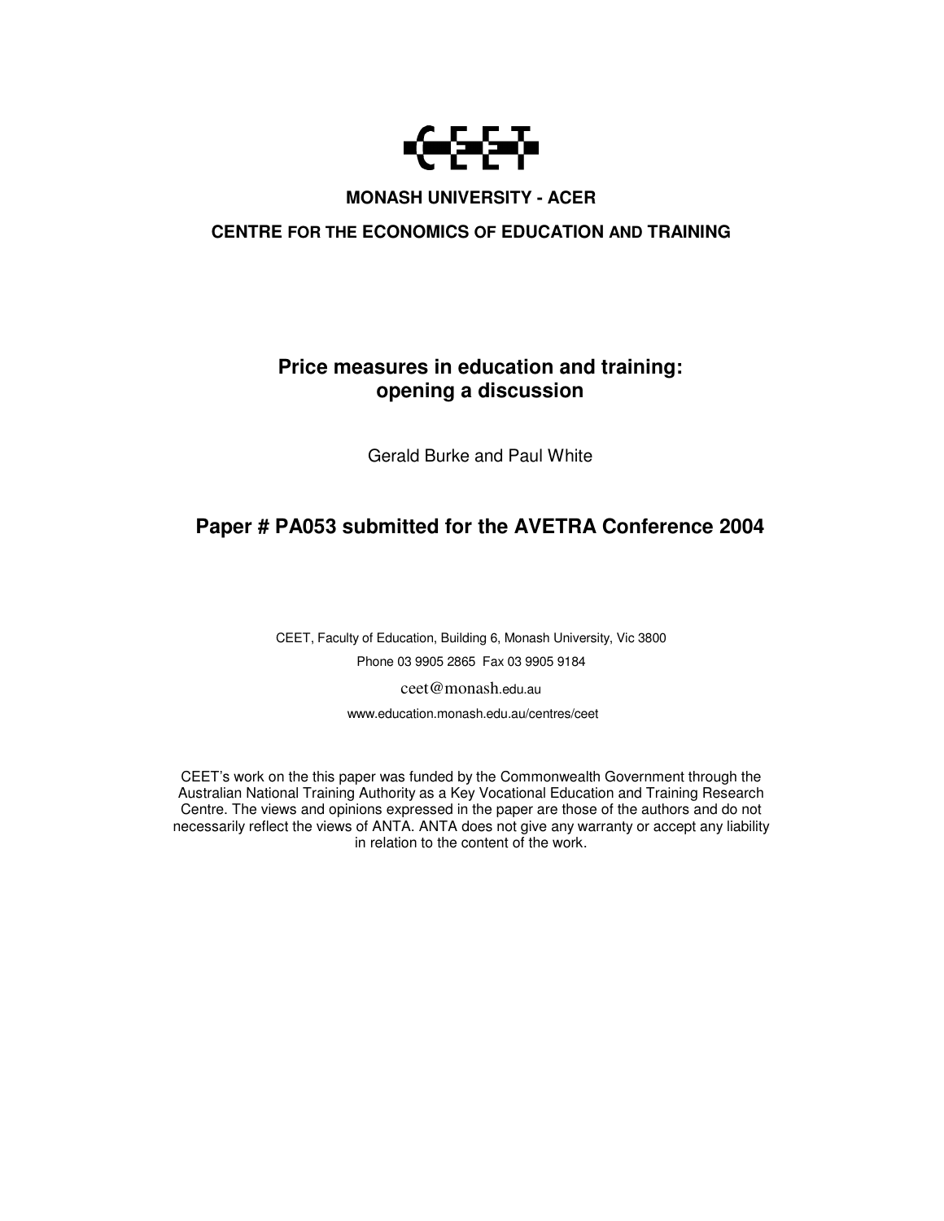# CEET

**MONASH UNIVERSITY - ACER**

**CENTRE FOR THE ECONOMICS OF EDUCATION AND TRAINING**

## Price measures in education and training: opening a discussion

Gerald Burke and Paul White

## Paper # PA053 submitted for the AVETRA Conference 2004

CEET, Faculty of Education, Building 6, Monash University, Vic 3800

Phone 03 9905 2865 Fax 03 9905 9184

ceet@monash.edu.au

www.education.monash.edu.au/centres/ceet

CEET's work on the this paper was funded by the Commonwealth Government through the Australian National Training Authority as a Key Vocational Education and Training Research Centre. The views and opinions expressed in the paper are those of the authors and do not necessarily reflect the views of ANTA. ANTA does not give any warranty or accept any liability in relation to the content of the work.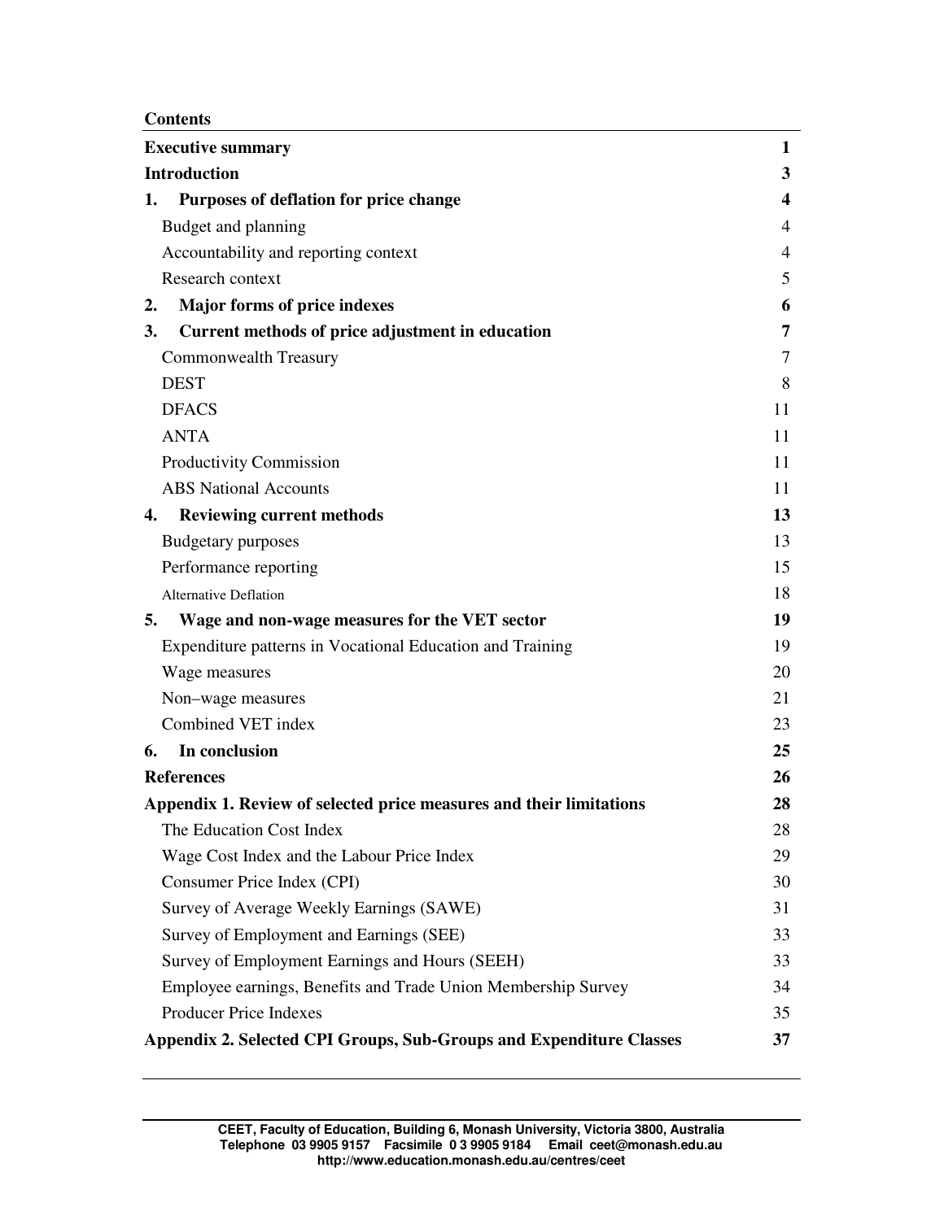**Contents**

| | |
|---|---|
| **Executive summary** | **1** |
| **Introduction** | **3** |
| **1. Purposes of deflation for price change** | **4** |
| Budget and planning | 4 |
| Accountability and reporting context | 4 |
| Research context | 5 |
| **2. Major forms of price indexes** | **6** |
| **3. Current methods of price adjustment in education** | **7** |
| Commonwealth Treasury | 7 |
| DEST | 8 |
| DFACS | 11 |
| ANTA | 11 |
| Productivity Commission | 11 |
| ABS National Accounts | 11 |
| **4. Reviewing current methods** | **13** |
| Budgetary purposes | 13 |
| Performance reporting | 15 |
| Alternative Deflation | 18 |
| **5. Wage and non-wage measures for the VET sector** | **19** |
| Expenditure patterns in Vocational Education and Training | 19 |
| Wage measures | 20 |
| Non–wage measures | 21 |
| Combined VET index | 23 |
| **6. In conclusion** | **25** |
| **References** | **26** |
| **Appendix 1. Review of selected price measures and their limitations** | **28** |
| The Education Cost Index | 28 |
| Wage Cost Index and the Labour Price Index | 29 |
| Consumer Price Index (CPI) | 30 |
| Survey of Average Weekly Earnings (SAWE) | 31 |
| Survey of Employment and Earnings (SEE) | 33 |
| Survey of Employment Earnings and Hours (SEEH) | 33 |
| Employee earnings, Benefits and Trade Union Membership Survey | 34 |
| Producer Price Indexes | 35 |
| **Appendix 2. Selected CPI Groups, Sub-Groups and Expenditure Classes** | **37** |

CEET, Faculty of Education, Building 6, Monash University, Victoria 3800, Australia
Telephone 03 9905 9157 Facsimile 0 3 9905 9184 Email ceet@monash.edu.au
http://www.education.monash.edu.au/centres/ceet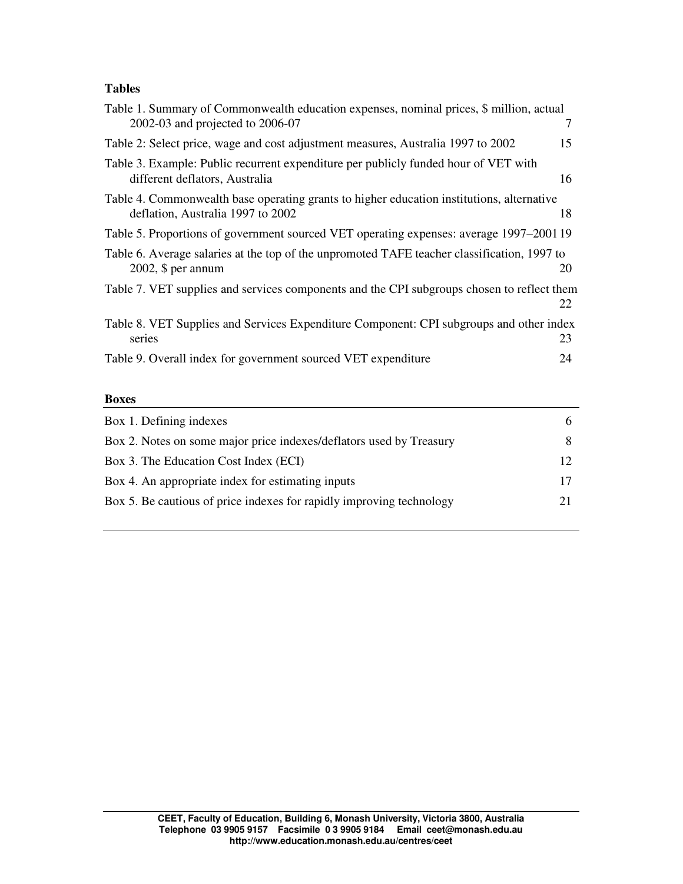**Tables**

Table 1. Summary of Commonwealth education expenses, nominal prices, $ million, actual 2002-03 and projected to 2006-07 7

Table 2: Select price, wage and cost adjustment measures, Australia 1997 to 2002 15

Table 3. Example: Public recurrent expenditure per publicly funded hour of VET with different deflators, Australia 16

Table 4. Commonwealth base operating grants to higher education institutions, alternative deflation, Australia 1997 to 2002 18

Table 5. Proportions of government sourced VET operating expenses: average 1997–2001 19

Table 6. Average salaries at the top of the unpromoted TAFE teacher classification, 1997 to 2002, $ per annum 20

Table 7. VET supplies and services components and the CPI subgroups chosen to reflect them 22

Table 8. VET Supplies and Services Expenditure Component: CPI subgroups and other index series 23

Table 9. Overall index for government sourced VET expenditure 24

**Boxes**

Box 1. Defining indexes 6

Box 2. Notes on some major price indexes/deflators used by Treasury 8

Box 3. The Education Cost Index (ECI) 12

Box 4. An appropriate index for estimating inputs 17

Box 5. Be cautious of price indexes for rapidly improving technology 21

CEET, Faculty of Education, Building 6, Monash University, Victoria 3800, Australia
Telephone 03 9905 9157 Facsimile 0 3 9905 9184 Email ceet@monash.edu.au
http://www.education.monash.edu.au/centres/ceet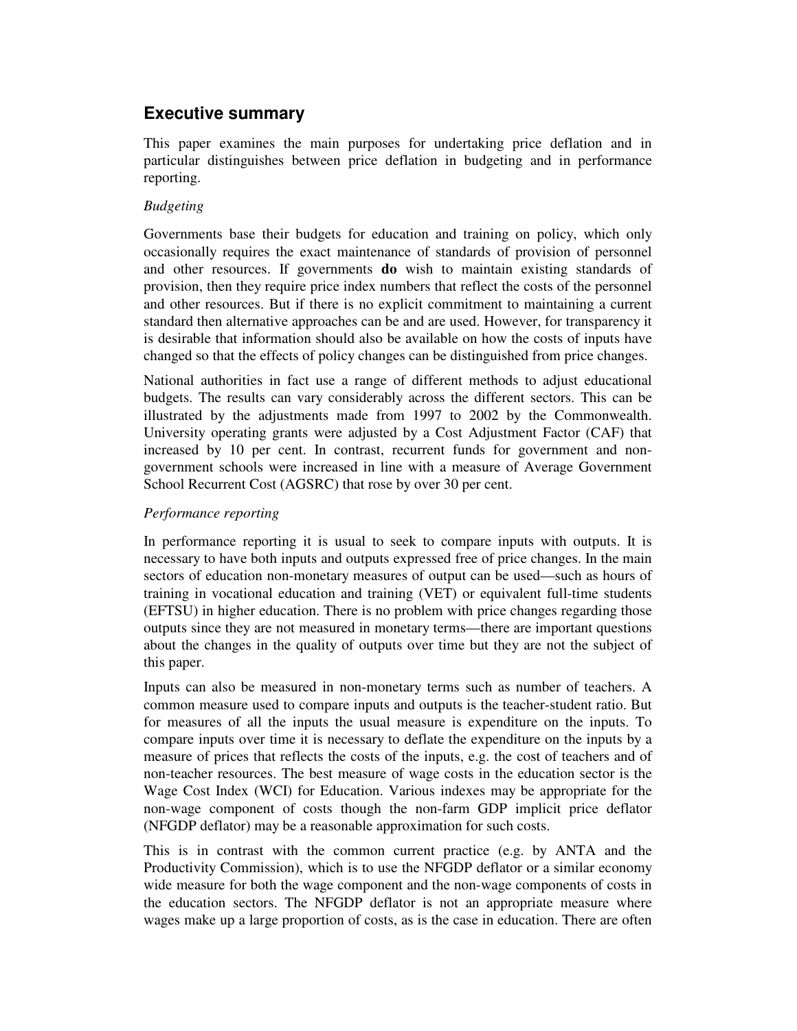## Executive summary

This paper examines the main purposes for undertaking price deflation and in particular distinguishes between price deflation in budgeting and in performance reporting.

*Budgeting*

Governments base their budgets for education and training on policy, which only occasionally requires the exact maintenance of standards of provision of personnel and other resources. If governments **do** wish to maintain existing standards of provision, then they require price index numbers that reflect the costs of the personnel and other resources. But if there is no explicit commitment to maintaining a current standard then alternative approaches can be and are used. However, for transparency it is desirable that information should also be available on how the costs of inputs have changed so that the effects of policy changes can be distinguished from price changes.

National authorities in fact use a range of different methods to adjust educational budgets. The results can vary considerably across the different sectors. This can be illustrated by the adjustments made from 1997 to 2002 by the Commonwealth. University operating grants were adjusted by a Cost Adjustment Factor (CAF) that increased by 10 per cent. In contrast, recurrent funds for government and non-government schools were increased in line with a measure of Average Government School Recurrent Cost (AGSRC) that rose by over 30 per cent.

*Performance reporting*

In performance reporting it is usual to seek to compare inputs with outputs. It is necessary to have both inputs and outputs expressed free of price changes. In the main sectors of education non-monetary measures of output can be used—such as hours of training in vocational education and training (VET) or equivalent full-time students (EFTSU) in higher education. There is no problem with price changes regarding those outputs since they are not measured in monetary terms—there are important questions about the changes in the quality of outputs over time but they are not the subject of this paper.

Inputs can also be measured in non-monetary terms such as number of teachers. A common measure used to compare inputs and outputs is the teacher-student ratio. But for measures of all the inputs the usual measure is expenditure on the inputs. To compare inputs over time it is necessary to deflate the expenditure on the inputs by a measure of prices that reflects the costs of the inputs, e.g. the cost of teachers and of non-teacher resources. The best measure of wage costs in the education sector is the Wage Cost Index (WCI) for Education. Various indexes may be appropriate for the non-wage component of costs though the non-farm GDP implicit price deflator (NFGDP deflator) may be a reasonable approximation for such costs.

This is in contrast with the common current practice (e.g. by ANTA and the Productivity Commission), which is to use the NFGDP deflator or a similar economy wide measure for both the wage component and the non-wage components of costs in the education sectors. The NFGDP deflator is not an appropriate measure where wages make up a large proportion of costs, as is the case in education. There are often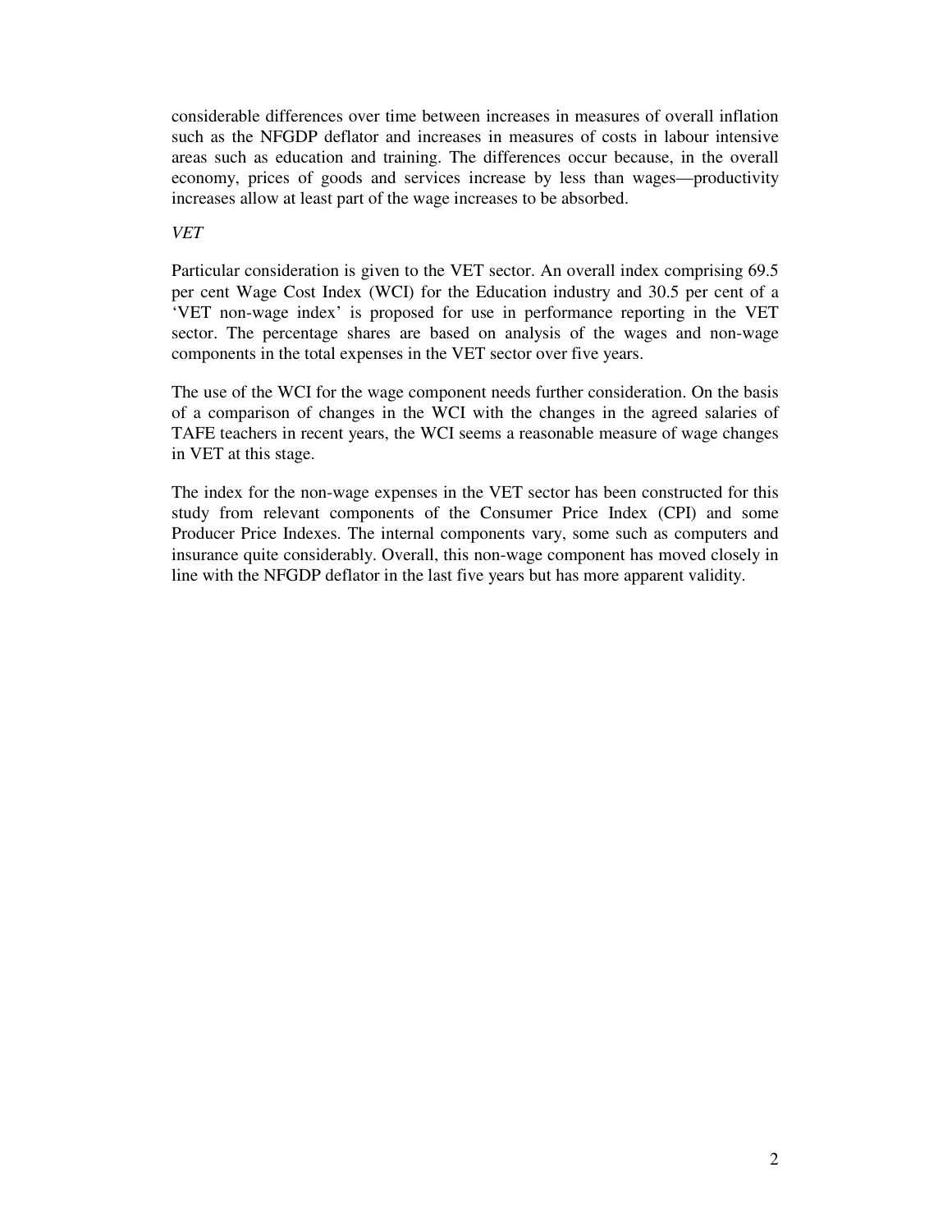considerable differences over time between increases in measures of overall inflation such as the NFGDP deflator and increases in measures of costs in labour intensive areas such as education and training. The differences occur because, in the overall economy, prices of goods and services increase by less than wages—productivity increases allow at least part of the wage increases to be absorbed.

*VET*

Particular consideration is given to the VET sector. An overall index comprising 69.5 per cent Wage Cost Index (WCI) for the Education industry and 30.5 per cent of a 'VET non-wage index' is proposed for use in performance reporting in the VET sector. The percentage shares are based on analysis of the wages and non-wage components in the total expenses in the VET sector over five years.

The use of the WCI for the wage component needs further consideration. On the basis of a comparison of changes in the WCI with the changes in the agreed salaries of TAFE teachers in recent years, the WCI seems a reasonable measure of wage changes in VET at this stage.

The index for the non-wage expenses in the VET sector has been constructed for this study from relevant components of the Consumer Price Index (CPI) and some Producer Price Indexes. The internal components vary, some such as computers and insurance quite considerably. Overall, this non-wage component has moved closely in line with the NFGDP deflator in the last five years but has more apparent validity.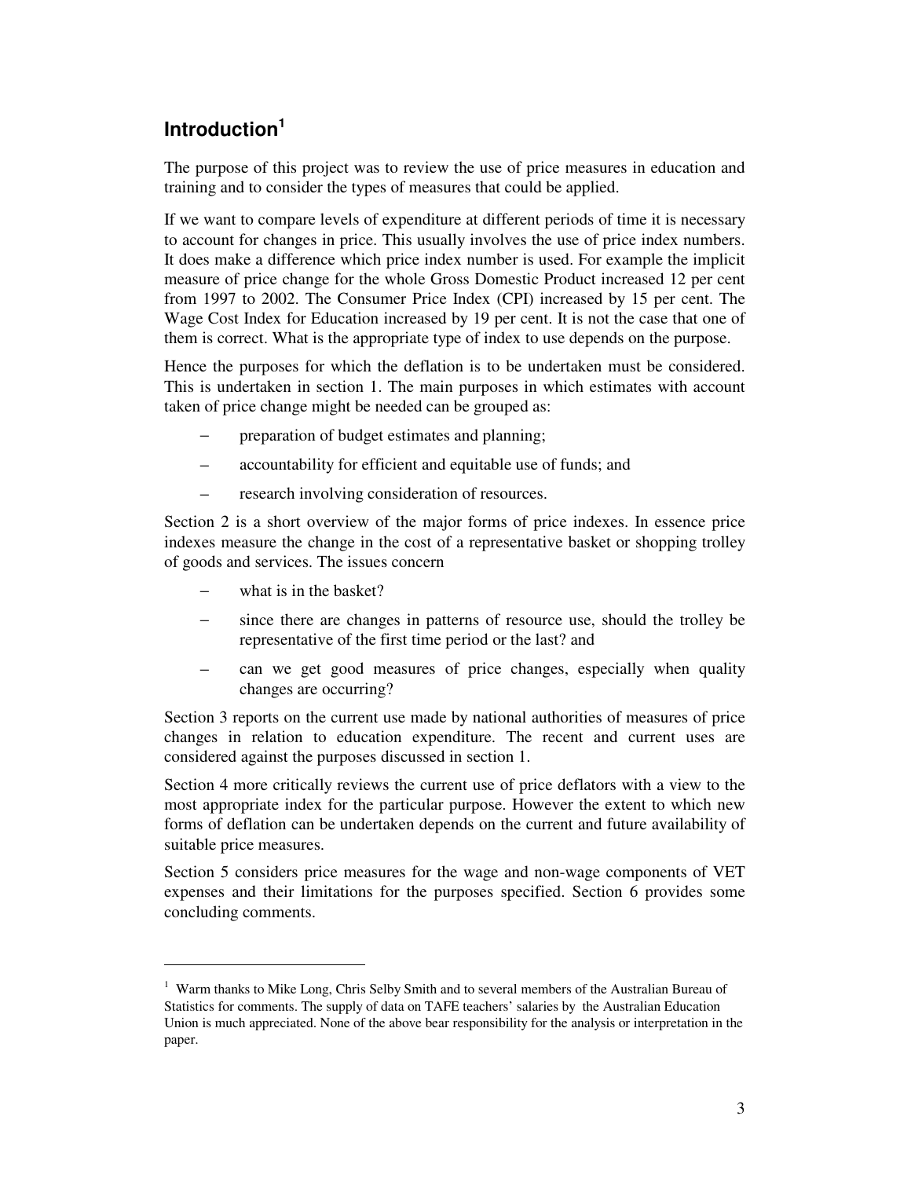## Introduction[1]

The purpose of this project was to review the use of price measures in education and training and to consider the types of measures that could be applied.

If we want to compare levels of expenditure at different periods of time it is necessary to account for changes in price. This usually involves the use of price index numbers. It does make a difference which price index number is used. For example the implicit measure of price change for the whole Gross Domestic Product increased 12 per cent from 1997 to 2002. The Consumer Price Index (CPI) increased by 15 per cent. The Wage Cost Index for Education increased by 19 per cent. It is not the case that one of them is correct. What is the appropriate type of index to use depends on the purpose.

Hence the purposes for which the deflation is to be undertaken must be considered. This is undertaken in section 1. The main purposes in which estimates with account taken of price change might be needed can be grouped as:

- preparation of budget estimates and planning;
- accountability for efficient and equitable use of funds; and
- research involving consideration of resources.

Section 2 is a short overview of the major forms of price indexes. In essence price indexes measure the change in the cost of a representative basket or shopping trolley of goods and services. The issues concern

- what is in the basket?
- since there are changes in patterns of resource use, should the trolley be representative of the first time period or the last? and
- can we get good measures of price changes, especially when quality changes are occurring?

Section 3 reports on the current use made by national authorities of measures of price changes in relation to education expenditure. The recent and current uses are considered against the purposes discussed in section 1.

Section 4 more critically reviews the current use of price deflators with a view to the most appropriate index for the particular purpose. However the extent to which new forms of deflation can be undertaken depends on the current and future availability of suitable price measures.

Section 5 considers price measures for the wage and non-wage components of VET expenses and their limitations for the purposes specified. Section 6 provides some concluding comments.

---

[1] Warm thanks to Mike Long, Chris Selby Smith and to several members of the Australian Bureau of Statistics for comments. The supply of data on TAFE teachers' salaries by the Australian Education Union is much appreciated. None of the above bear responsibility for the analysis or interpretation in the paper.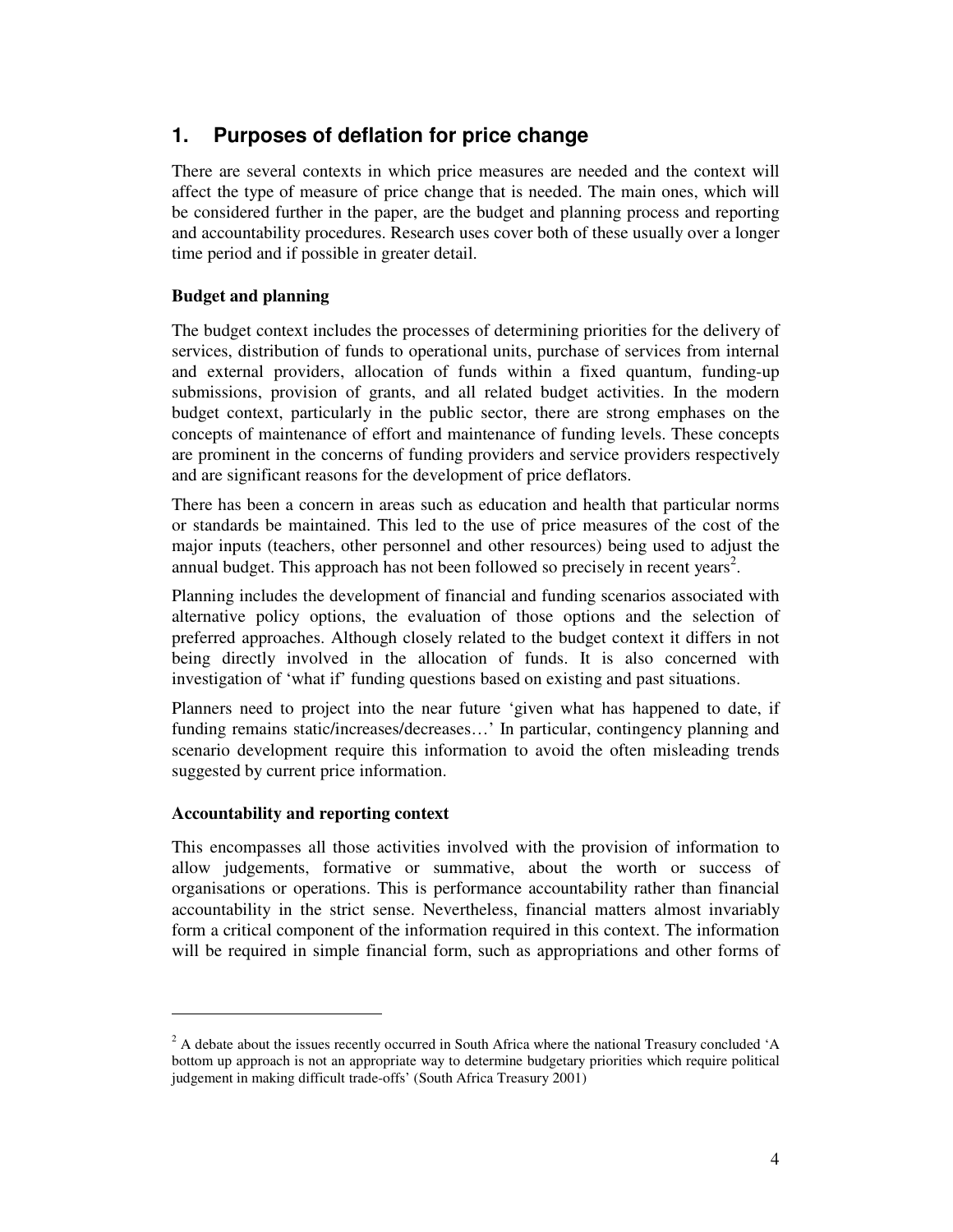## 1. Purposes of deflation for price change

There are several contexts in which price measures are needed and the context will affect the type of measure of price change that is needed. The main ones, which will be considered further in the paper, are the budget and planning process and reporting and accountability procedures. Research uses cover both of these usually over a longer time period and if possible in greater detail.

**Budget and planning**

The budget context includes the processes of determining priorities for the delivery of services, distribution of funds to operational units, purchase of services from internal and external providers, allocation of funds within a fixed quantum, funding-up submissions, provision of grants, and all related budget activities. In the modern budget context, particularly in the public sector, there are strong emphases on the concepts of maintenance of effort and maintenance of funding levels. These concepts are prominent in the concerns of funding providers and service providers respectively and are significant reasons for the development of price deflators.

There has been a concern in areas such as education and health that particular norms or standards be maintained. This led to the use of price measures of the cost of the major inputs (teachers, other personnel and other resources) being used to adjust the annual budget. This approach has not been followed so precisely in recent years[2].

Planning includes the development of financial and funding scenarios associated with alternative policy options, the evaluation of those options and the selection of preferred approaches. Although closely related to the budget context it differs in not being directly involved in the allocation of funds. It is also concerned with investigation of 'what if' funding questions based on existing and past situations.

Planners need to project into the near future 'given what has happened to date, if funding remains static/increases/decreases…' In particular, contingency planning and scenario development require this information to avoid the often misleading trends suggested by current price information.

**Accountability and reporting context**

This encompasses all those activities involved with the provision of information to allow judgements, formative or summative, about the worth or success of organisations or operations. This is performance accountability rather than financial accountability in the strict sense. Nevertheless, financial matters almost invariably form a critical component of the information required in this context. The information will be required in simple financial form, such as appropriations and other forms of

---

[2] A debate about the issues recently occurred in South Africa where the national Treasury concluded 'A bottom up approach is not an appropriate way to determine budgetary priorities which require political judgement in making difficult trade-offs' (South Africa Treasury 2001)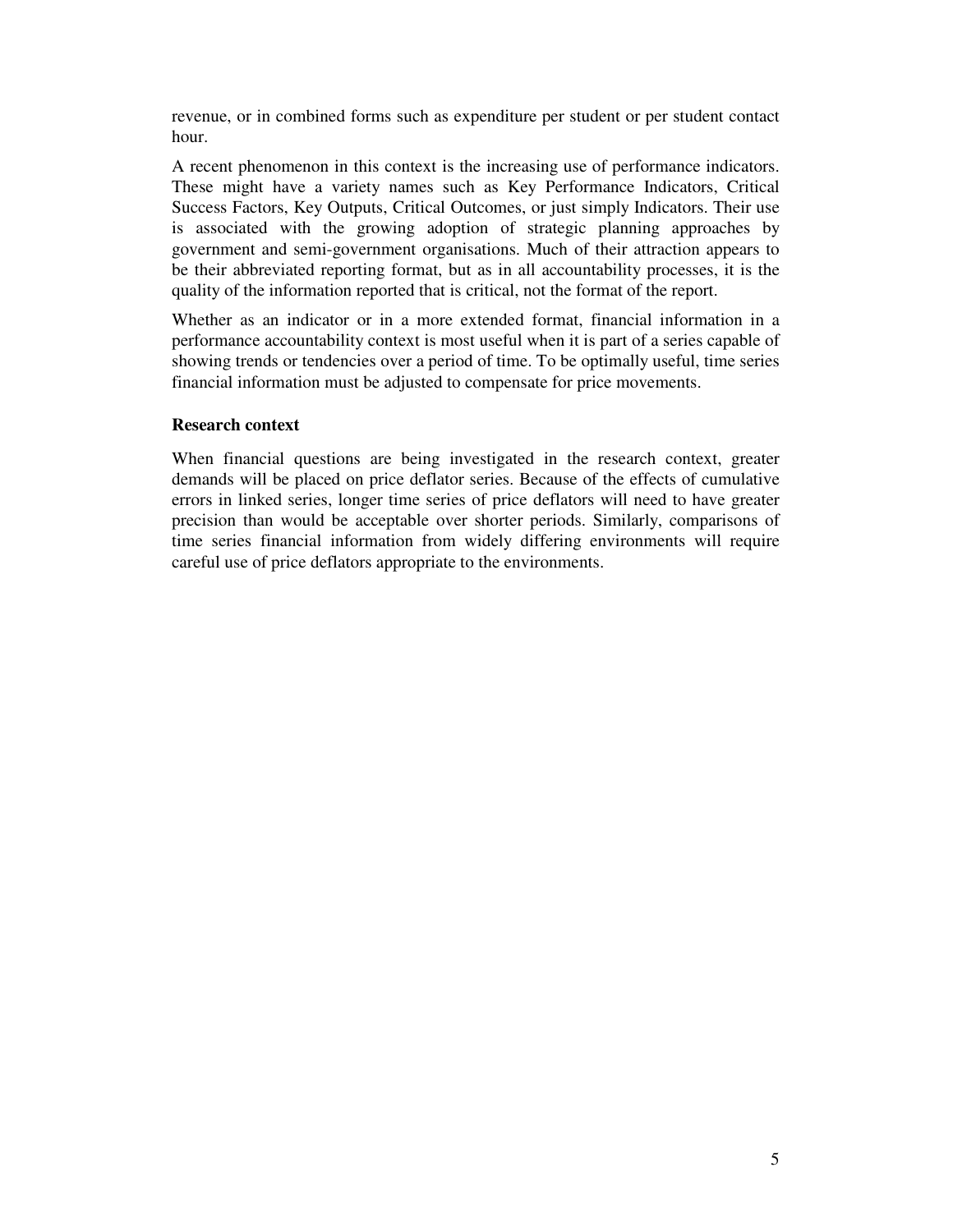revenue, or in combined forms such as expenditure per student or per student contact hour.

A recent phenomenon in this context is the increasing use of performance indicators. These might have a variety names such as Key Performance Indicators, Critical Success Factors, Key Outputs, Critical Outcomes, or just simply Indicators. Their use is associated with the growing adoption of strategic planning approaches by government and semi-government organisations. Much of their attraction appears to be their abbreviated reporting format, but as in all accountability processes, it is the quality of the information reported that is critical, not the format of the report.

Whether as an indicator or in a more extended format, financial information in a performance accountability context is most useful when it is part of a series capable of showing trends or tendencies over a period of time. To be optimally useful, time series financial information must be adjusted to compensate for price movements.

### Research context

When financial questions are being investigated in the research context, greater demands will be placed on price deflator series. Because of the effects of cumulative errors in linked series, longer time series of price deflators will need to have greater precision than would be acceptable over shorter periods. Similarly, comparisons of time series financial information from widely differing environments will require careful use of price deflators appropriate to the environments.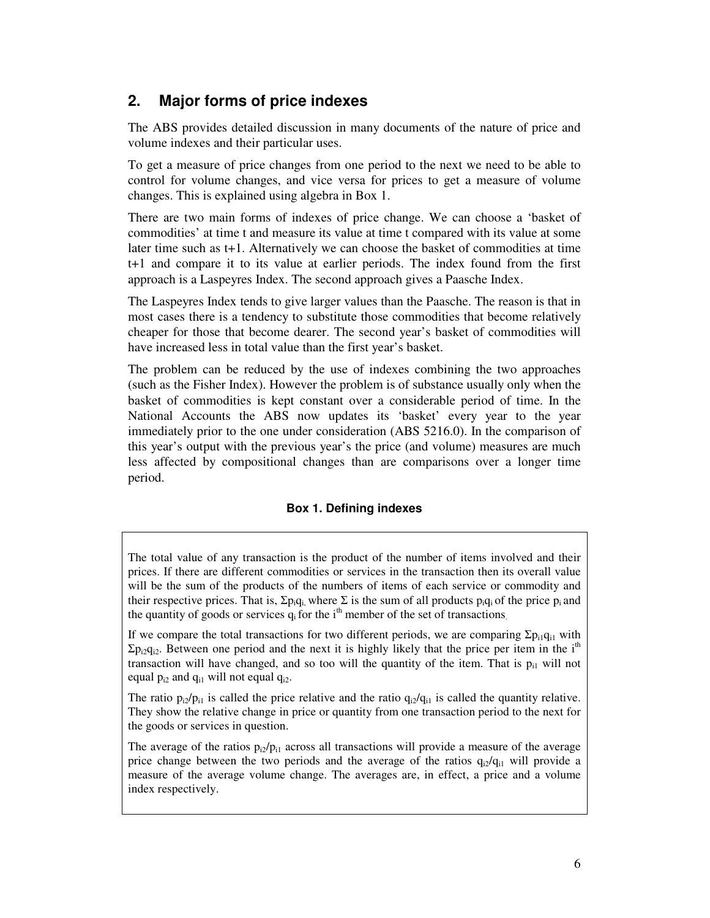## 2. Major forms of price indexes

The ABS provides detailed discussion in many documents of the nature of price and volume indexes and their particular uses.

To get a measure of price changes from one period to the next we need to be able to control for volume changes, and vice versa for prices to get a measure of volume changes. This is explained using algebra in Box 1.

There are two main forms of indexes of price change. We can choose a 'basket of commodities' at time t and measure its value at time t compared with its value at some later time such as t+1. Alternatively we can choose the basket of commodities at time t+1 and compare it to its value at earlier periods. The index found from the first approach is a Laspeyres Index. The second approach gives a Paasche Index.

The Laspeyres Index tends to give larger values than the Paasche. The reason is that in most cases there is a tendency to substitute those commodities that become relatively cheaper for those that become dearer. The second year's basket of commodities will have increased less in total value than the first year's basket.

The problem can be reduced by the use of indexes combining the two approaches (such as the Fisher Index). However the problem is of substance usually only when the basket of commodities is kept constant over a considerable period of time. In the National Accounts the ABS now updates its 'basket' every year to the year immediately prior to the one under consideration (ABS 5216.0). In the comparison of this year's output with the previous year's the price (and volume) measures are much less affected by compositional changes than are comparisons over a longer time period.

**Box 1. Defining indexes**

The total value of any transaction is the product of the number of items involved and their prices. If there are different commodities or services in the transaction then its overall value will be the sum of the products of the numbers of items of each service or commodity and their respective prices. That is, $\Sigma p_i q_i$, where $\Sigma$ is the sum of all products $p_i q_i$ of the price $p_i$ and the quantity of goods or services $q_i$ for the $i^{th}$ member of the set of transactions.

If we compare the total transactions for two different periods, we are comparing $\Sigma p_{i1} q_{i1}$ with $\Sigma p_{i2} q_{i2}$. Between one period and the next it is highly likely that the price per item in the $i^{th}$ transaction will have changed, and so too will the quantity of the item. That is $p_{i1}$ will not equal $p_{i2}$ and $q_{i1}$ will not equal $q_{i2}$.

The ratio $p_{i2}/p_{i1}$ is called the price relative and the ratio $q_{i2}/q_{i1}$ is called the quantity relative. They show the relative change in price or quantity from one transaction period to the next for the goods or services in question.

The average of the ratios $p_{i2}/p_{i1}$ across all transactions will provide a measure of the average price change between the two periods and the average of the ratios $q_{i2}/q_{i1}$ will provide a measure of the average volume change. The averages are, in effect, a price and a volume index respectively.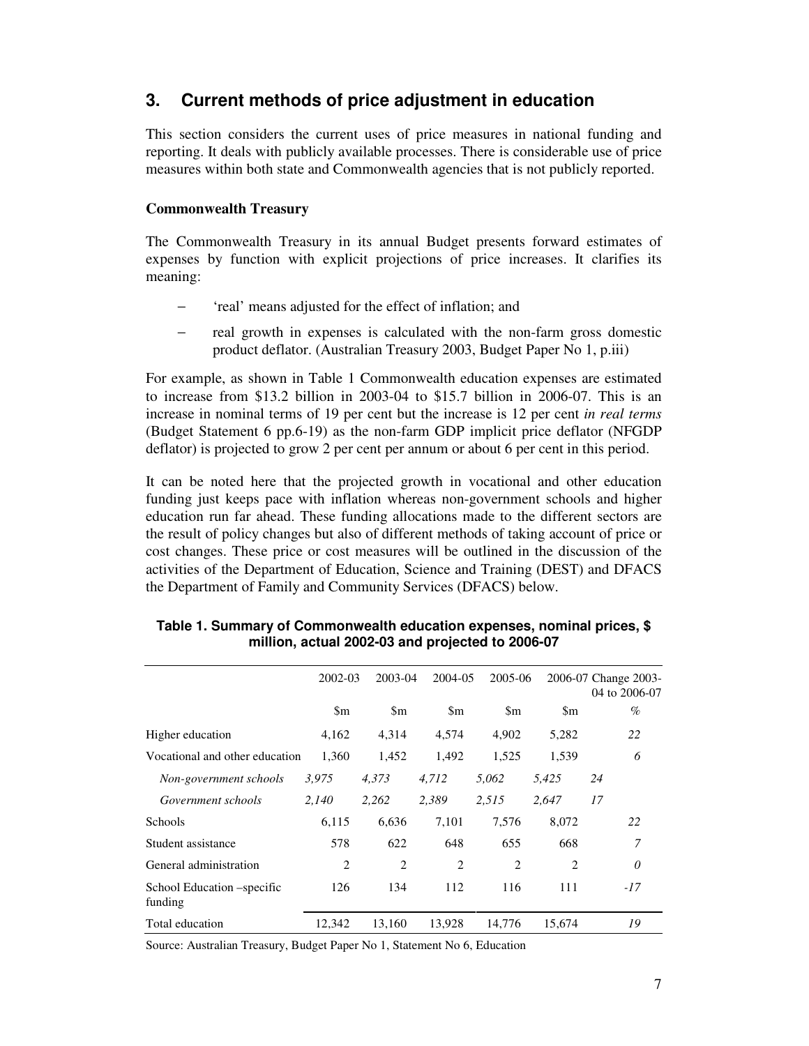## 3. Current methods of price adjustment in education

This section considers the current uses of price measures in national funding and reporting. It deals with publicly available processes. There is considerable use of price measures within both state and Commonwealth agencies that is not publicly reported.

**Commonwealth Treasury**

The Commonwealth Treasury in its annual Budget presents forward estimates of expenses by function with explicit projections of price increases. It clarifies its meaning:

- 'real' means adjusted for the effect of inflation; and
- real growth in expenses is calculated with the non-farm gross domestic product deflator. (Australian Treasury 2003, Budget Paper No 1, p.iii)

For example, as shown in Table 1 Commonwealth education expenses are estimated to increase from $13.2 billion in 2003-04 to $15.7 billion in 2006-07. This is an increase in nominal terms of 19 per cent but the increase is 12 per cent *in real terms* (Budget Statement 6 pp.6-19) as the non-farm GDP implicit price deflator (NFGDP deflator) is projected to grow 2 per cent per annum or about 6 per cent in this period.

It can be noted here that the projected growth in vocational and other education funding just keeps pace with inflation whereas non-government schools and higher education run far ahead. These funding allocations made to the different sectors are the result of policy changes but also of different methods of taking account of price or cost changes. These price or cost measures will be outlined in the discussion of the activities of the Department of Education, Science and Training (DEST) and DFACS the Department of Family and Community Services (DFACS) below.

**Table 1. Summary of Commonwealth education expenses, nominal prices, $ million, actual 2002-03 and projected to 2006-07**

| | 2002-03 | 2003-04 | 2004-05 | 2005-06 | 2006-07 | Change 2003-04 to 2006-07 |
|---|---|---|---|---|---|---|
| | $m | $m | $m | $m | $m | % |
| Higher education | 4,162 | 4,314 | 4,574 | 4,902 | 5,282 | 22 |
| Vocational and other education | 1,360 | 1,452 | 1,492 | 1,525 | 1,539 | 6 |
| *Non-government schools* | *3,975* | *4,373* | *4,712* | *5,062* | *5,425* | *24* |
| *Government schools* | *2,140* | *2,262* | *2,389* | *2,515* | *2,647* | *17* |
| Schools | 6,115 | 6,636 | 7,101 | 7,576 | 8,072 | 22 |
| Student assistance | 578 | 622 | 648 | 655 | 668 | 7 |
| General administration | 2 | 2 | 2 | 2 | 2 | *0* |
| School Education –specific funding | 126 | 134 | 112 | 116 | 111 | *-17* |
| Total education | 12,342 | 13,160 | 13,928 | 14,776 | 15,674 | 19 |

Source: Australian Treasury, Budget Paper No 1, Statement No 6, Education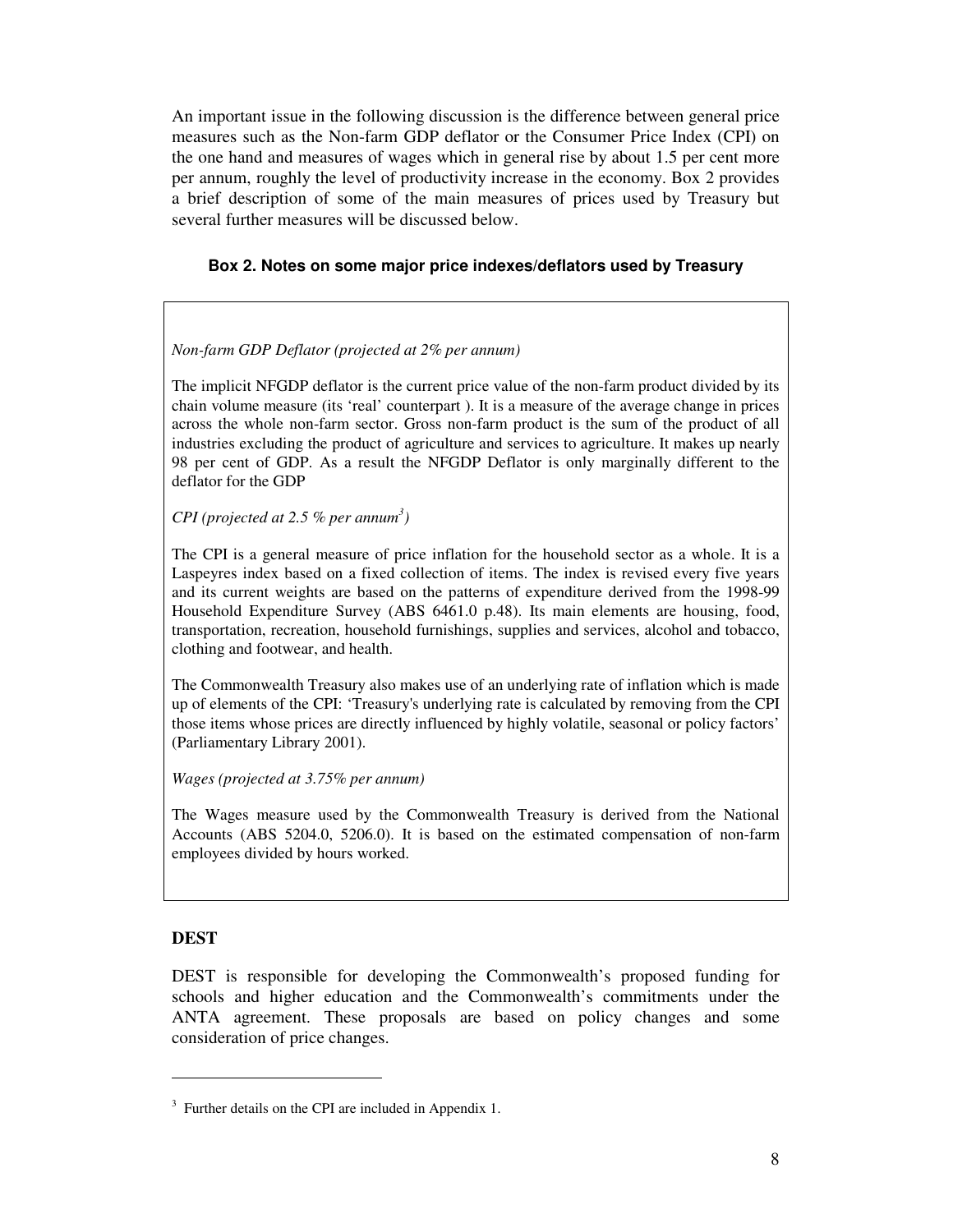An important issue in the following discussion is the difference between general price measures such as the Non-farm GDP deflator or the Consumer Price Index (CPI) on the one hand and measures of wages which in general rise by about 1.5 per cent more per annum, roughly the level of productivity increase in the economy. Box 2 provides a brief description of some of the main measures of prices used by Treasury but several further measures will be discussed below.

#### Box 2. Notes on some major price indexes/deflators used by Treasury

*Non-farm GDP Deflator (projected at 2% per annum)*

The implicit NFGDP deflator is the current price value of the non-farm product divided by its chain volume measure (its 'real' counterpart ). It is a measure of the average change in prices across the whole non-farm sector. Gross non-farm product is the sum of the product of all industries excluding the product of agriculture and services to agriculture. It makes up nearly 98 per cent of GDP. As a result the NFGDP Deflator is only marginally different to the deflator for the GDP

*CPI (projected at 2.5 % per annum[3])*

The CPI is a general measure of price inflation for the household sector as a whole. It is a Laspeyres index based on a fixed collection of items. The index is revised every five years and its current weights are based on the patterns of expenditure derived from the 1998-99 Household Expenditure Survey (ABS 6461.0 p.48). Its main elements are housing, food, transportation, recreation, household furnishings, supplies and services, alcohol and tobacco, clothing and footwear, and health.

The Commonwealth Treasury also makes use of an underlying rate of inflation which is made up of elements of the CPI: 'Treasury's underlying rate is calculated by removing from the CPI those items whose prices are directly influenced by highly volatile, seasonal or policy factors' (Parliamentary Library 2001).

*Wages (projected at 3.75% per annum)*

The Wages measure used by the Commonwealth Treasury is derived from the National Accounts (ABS 5204.0, 5206.0). It is based on the estimated compensation of non-farm employees divided by hours worked.

### DEST

DEST is responsible for developing the Commonwealth's proposed funding for schools and higher education and the Commonwealth's commitments under the ANTA agreement. These proposals are based on policy changes and some consideration of price changes.

---

[3] Further details on the CPI are included in Appendix 1.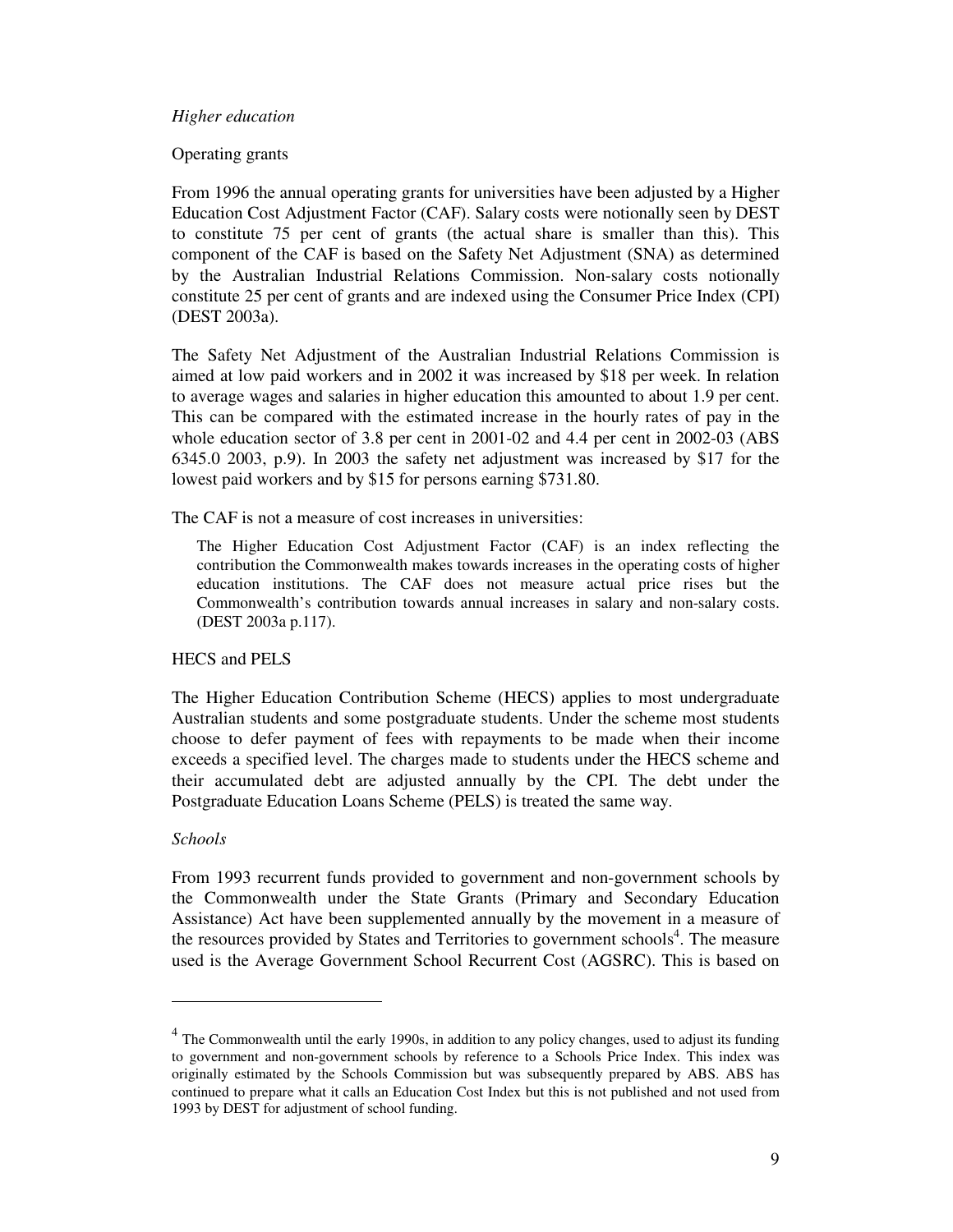### *Higher education*

Operating grants

From 1996 the annual operating grants for universities have been adjusted by a Higher Education Cost Adjustment Factor (CAF). Salary costs were notionally seen by DEST to constitute 75 per cent of grants (the actual share is smaller than this). This component of the CAF is based on the Safety Net Adjustment (SNA) as determined by the Australian Industrial Relations Commission. Non-salary costs notionally constitute 25 per cent of grants and are indexed using the Consumer Price Index (CPI) (DEST 2003a).

The Safety Net Adjustment of the Australian Industrial Relations Commission is aimed at low paid workers and in 2002 it was increased by $18 per week. In relation to average wages and salaries in higher education this amounted to about 1.9 per cent. This can be compared with the estimated increase in the hourly rates of pay in the whole education sector of 3.8 per cent in 2001-02 and 4.4 per cent in 2002-03 (ABS 6345.0 2003, p.9). In 2003 the safety net adjustment was increased by $17 for the lowest paid workers and by $15 for persons earning $731.80.

The CAF is not a measure of cost increases in universities:

> The Higher Education Cost Adjustment Factor (CAF) is an index reflecting the contribution the Commonwealth makes towards increases in the operating costs of higher education institutions. The CAF does not measure actual price rises but the Commonwealth's contribution towards annual increases in salary and non-salary costs. (DEST 2003a p.117).

HECS and PELS

The Higher Education Contribution Scheme (HECS) applies to most undergraduate Australian students and some postgraduate students. Under the scheme most students choose to defer payment of fees with repayments to be made when their income exceeds a specified level. The charges made to students under the HECS scheme and their accumulated debt are adjusted annually by the CPI. The debt under the Postgraduate Education Loans Scheme (PELS) is treated the same way.

### *Schools*

From 1993 recurrent funds provided to government and non-government schools by the Commonwealth under the State Grants (Primary and Secondary Education Assistance) Act have been supplemented annually by the movement in a measure of the resources provided by States and Territories to government schools[4]. The measure used is the Average Government School Recurrent Cost (AGSRC). This is based on

---

[4] The Commonwealth until the early 1990s, in addition to any policy changes, used to adjust its funding to government and non-government schools by reference to a Schools Price Index. This index was originally estimated by the Schools Commission but was subsequently prepared by ABS. ABS has continued to prepare what it calls an Education Cost Index but this is not published and not used from 1993 by DEST for adjustment of school funding.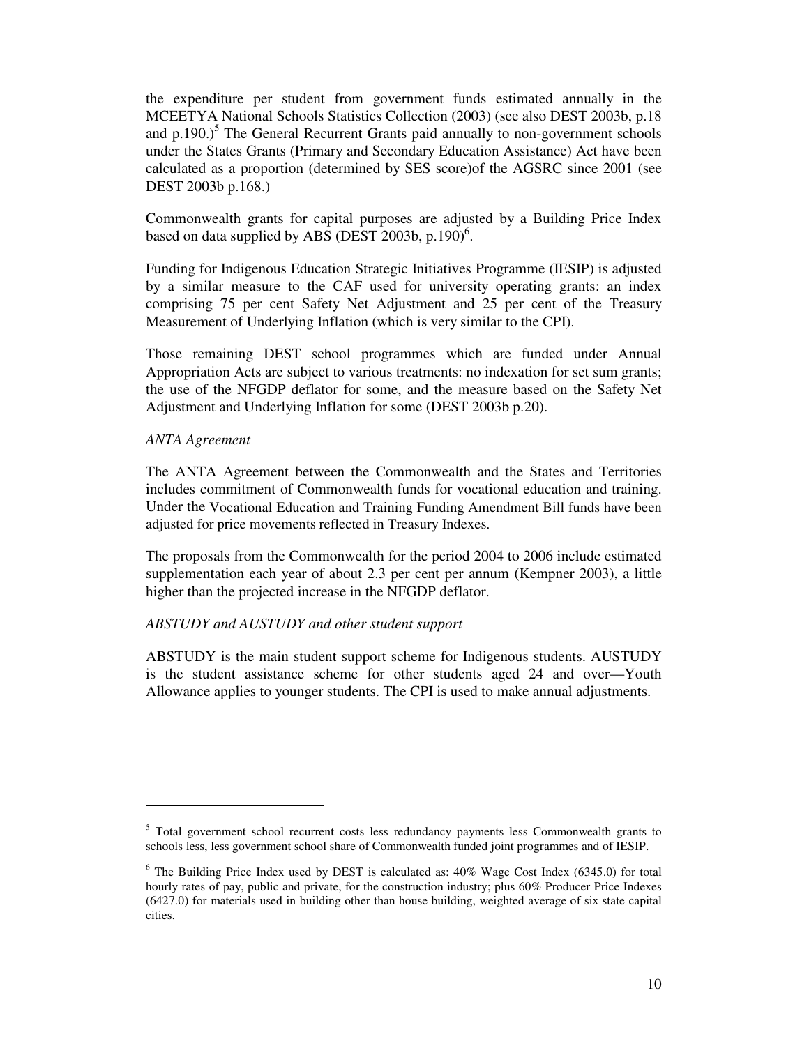the expenditure per student from government funds estimated annually in the MCEETYA National Schools Statistics Collection (2003) (see also DEST 2003b, p.18 and p.190.)[5] The General Recurrent Grants paid annually to non-government schools under the States Grants (Primary and Secondary Education Assistance) Act have been calculated as a proportion (determined by SES score)of the AGSRC since 2001 (see DEST 2003b p.168.)

Commonwealth grants for capital purposes are adjusted by a Building Price Index based on data supplied by ABS (DEST 2003b, p.190)[6].

Funding for Indigenous Education Strategic Initiatives Programme (IESIP) is adjusted by a similar measure to the CAF used for university operating grants: an index comprising 75 per cent Safety Net Adjustment and 25 per cent of the Treasury Measurement of Underlying Inflation (which is very similar to the CPI).

Those remaining DEST school programmes which are funded under Annual Appropriation Acts are subject to various treatments: no indexation for set sum grants; the use of the NFGDP deflator for some, and the measure based on the Safety Net Adjustment and Underlying Inflation for some (DEST 2003b p.20).

*ANTA Agreement*

The ANTA Agreement between the Commonwealth and the States and Territories includes commitment of Commonwealth funds for vocational education and training. Under the Vocational Education and Training Funding Amendment Bill funds have been adjusted for price movements reflected in Treasury Indexes.

The proposals from the Commonwealth for the period 2004 to 2006 include estimated supplementation each year of about 2.3 per cent per annum (Kempner 2003), a little higher than the projected increase in the NFGDP deflator.

*ABSTUDY and AUSTUDY and other student support*

ABSTUDY is the main student support scheme for Indigenous students. AUSTUDY is the student assistance scheme for other students aged 24 and over—Youth Allowance applies to younger students. The CPI is used to make annual adjustments.

---

[5] Total government school recurrent costs less redundancy payments less Commonwealth grants to schools less, less government school share of Commonwealth funded joint programmes and of IESIP.

[6] The Building Price Index used by DEST is calculated as: 40% Wage Cost Index (6345.0) for total hourly rates of pay, public and private, for the construction industry; plus 60% Producer Price Indexes (6427.0) for materials used in building other than house building, weighted average of six state capital cities.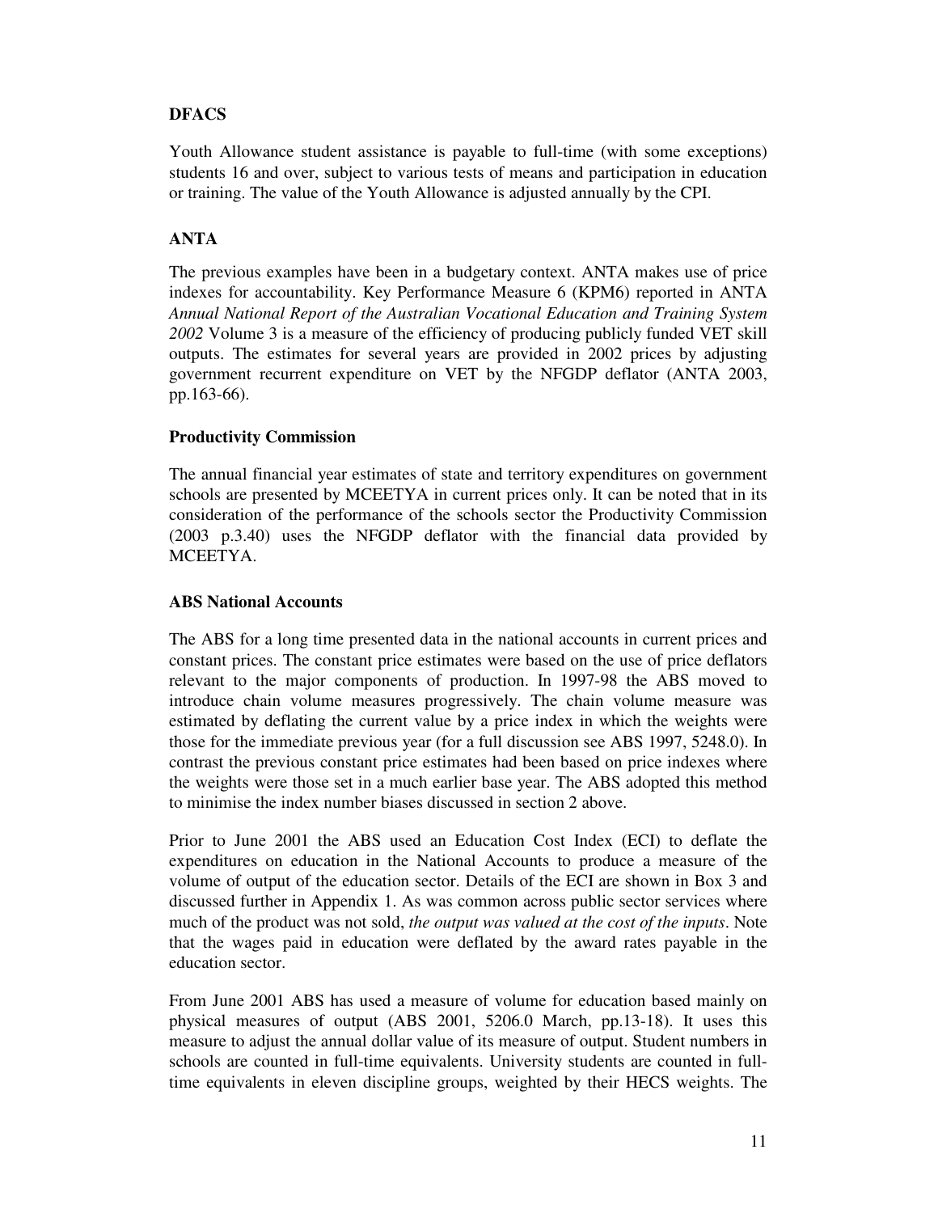**DFACS**

Youth Allowance student assistance is payable to full-time (with some exceptions) students 16 and over, subject to various tests of means and participation in education or training. The value of the Youth Allowance is adjusted annually by the CPI.

**ANTA**

The previous examples have been in a budgetary context. ANTA makes use of price indexes for accountability. Key Performance Measure 6 (KPM6) reported in ANTA *Annual National Report of the Australian Vocational Education and Training System 2002* Volume 3 is a measure of the efficiency of producing publicly funded VET skill outputs. The estimates for several years are provided in 2002 prices by adjusting government recurrent expenditure on VET by the NFGDP deflator (ANTA 2003, pp.163-66).

**Productivity Commission**

The annual financial year estimates of state and territory expenditures on government schools are presented by MCEETYA in current prices only. It can be noted that in its consideration of the performance of the schools sector the Productivity Commission (2003 p.3.40) uses the NFGDP deflator with the financial data provided by MCEETYA.

**ABS National Accounts**

The ABS for a long time presented data in the national accounts in current prices and constant prices. The constant price estimates were based on the use of price deflators relevant to the major components of production. In 1997-98 the ABS moved to introduce chain volume measures progressively. The chain volume measure was estimated by deflating the current value by a price index in which the weights were those for the immediate previous year (for a full discussion see ABS 1997, 5248.0). In contrast the previous constant price estimates had been based on price indexes where the weights were those set in a much earlier base year. The ABS adopted this method to minimise the index number biases discussed in section 2 above.

Prior to June 2001 the ABS used an Education Cost Index (ECI) to deflate the expenditures on education in the National Accounts to produce a measure of the volume of output of the education sector. Details of the ECI are shown in Box 3 and discussed further in Appendix 1. As was common across public sector services where much of the product was not sold, *the output was valued at the cost of the inputs*. Note that the wages paid in education were deflated by the award rates payable in the education sector.

From June 2001 ABS has used a measure of volume for education based mainly on physical measures of output (ABS 2001, 5206.0 March, pp.13-18). It uses this measure to adjust the annual dollar value of its measure of output. Student numbers in schools are counted in full-time equivalents. University students are counted in full-time equivalents in eleven discipline groups, weighted by their HECS weights. The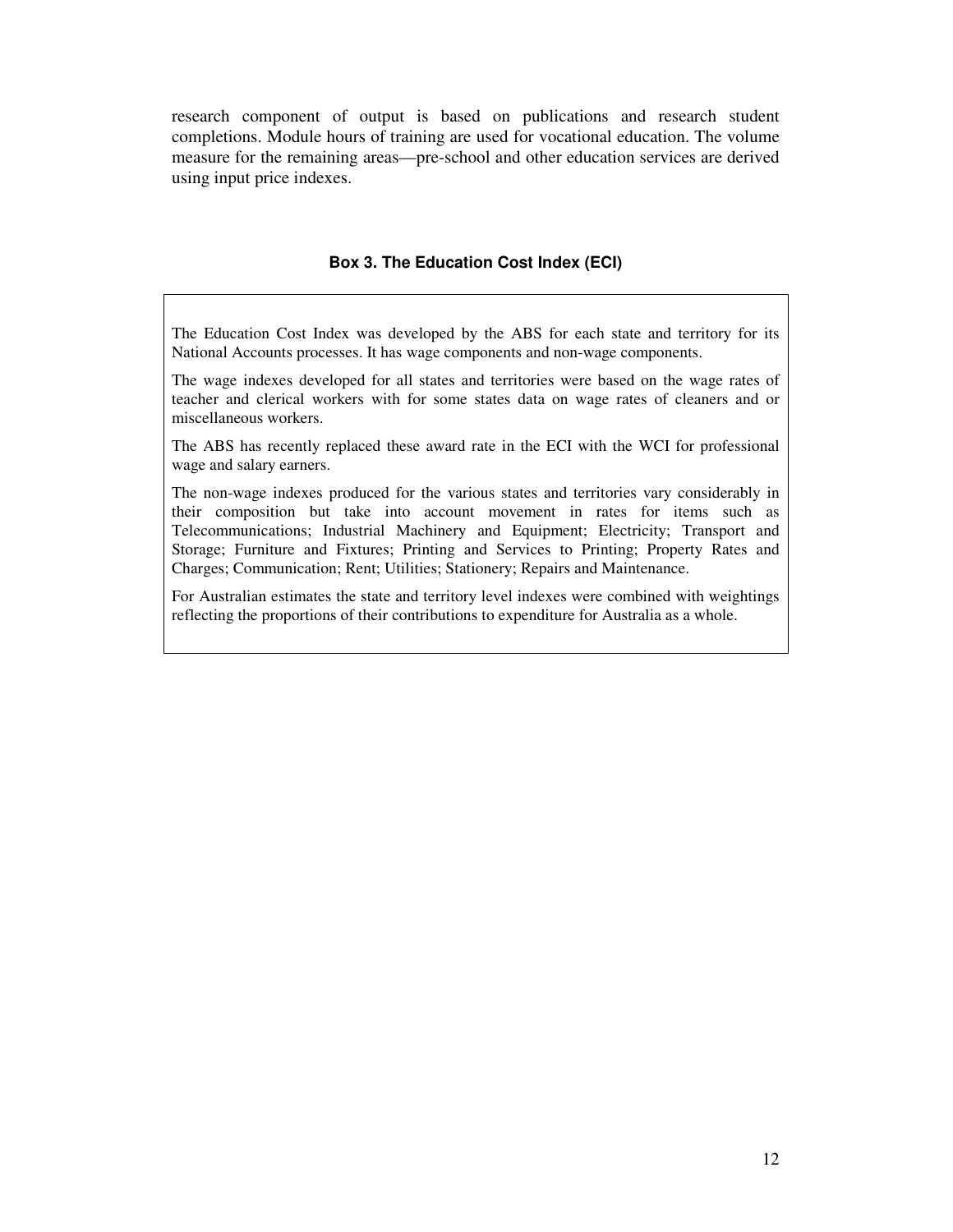research component of output is based on publications and research student completions. Module hours of training are used for vocational education. The volume measure for the remaining areas—pre-school and other education services are derived using input price indexes.

**Box 3. The Education Cost Index (ECI)**

The Education Cost Index was developed by the ABS for each state and territory for its National Accounts processes. It has wage components and non-wage components.

The wage indexes developed for all states and territories were based on the wage rates of teacher and clerical workers with for some states data on wage rates of cleaners and or miscellaneous workers.

The ABS has recently replaced these award rate in the ECI with the WCI for professional wage and salary earners.

The non-wage indexes produced for the various states and territories vary considerably in their composition but take into account movement in rates for items such as Telecommunications; Industrial Machinery and Equipment; Electricity; Transport and Storage; Furniture and Fixtures; Printing and Services to Printing; Property Rates and Charges; Communication; Rent; Utilities; Stationery; Repairs and Maintenance.

For Australian estimates the state and territory level indexes were combined with weightings reflecting the proportions of their contributions to expenditure for Australia as a whole.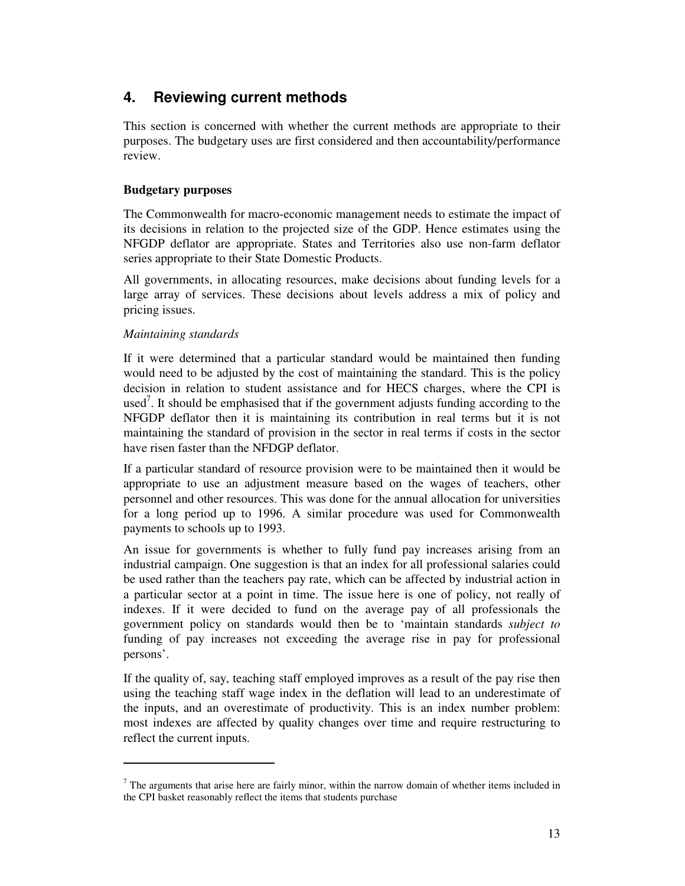## 4. Reviewing current methods

This section is concerned with whether the current methods are appropriate to their purposes. The budgetary uses are first considered and then accountability/performance review.

**Budgetary purposes**

The Commonwealth for macro-economic management needs to estimate the impact of its decisions in relation to the projected size of the GDP. Hence estimates using the NFGDP deflator are appropriate. States and Territories also use non-farm deflator series appropriate to their State Domestic Products.

All governments, in allocating resources, make decisions about funding levels for a large array of services. These decisions about levels address a mix of policy and pricing issues.

*Maintaining standards*

If it were determined that a particular standard would be maintained then funding would need to be adjusted by the cost of maintaining the standard. This is the policy decision in relation to student assistance and for HECS charges, where the CPI is used[7]. It should be emphasised that if the government adjusts funding according to the NFGDP deflator then it is maintaining its contribution in real terms but it is not maintaining the standard of provision in the sector in real terms if costs in the sector have risen faster than the NFDGP deflator.

If a particular standard of resource provision were to be maintained then it would be appropriate to use an adjustment measure based on the wages of teachers, other personnel and other resources. This was done for the annual allocation for universities for a long period up to 1996. A similar procedure was used for Commonwealth payments to schools up to 1993.

An issue for governments is whether to fully fund pay increases arising from an industrial campaign. One suggestion is that an index for all professional salaries could be used rather than the teachers pay rate, which can be affected by industrial action in a particular sector at a point in time. The issue here is one of policy, not really of indexes. If it were decided to fund on the average pay of all professionals the government policy on standards would then be to 'maintain standards *subject to* funding of pay increases not exceeding the average rise in pay for professional persons'.

If the quality of, say, teaching staff employed improves as a result of the pay rise then using the teaching staff wage index in the deflation will lead to an underestimate of the inputs, and an overestimate of productivity. This is an index number problem: most indexes are affected by quality changes over time and require restructuring to reflect the current inputs.

---

[7] The arguments that arise here are fairly minor, within the narrow domain of whether items included in the CPI basket reasonably reflect the items that students purchase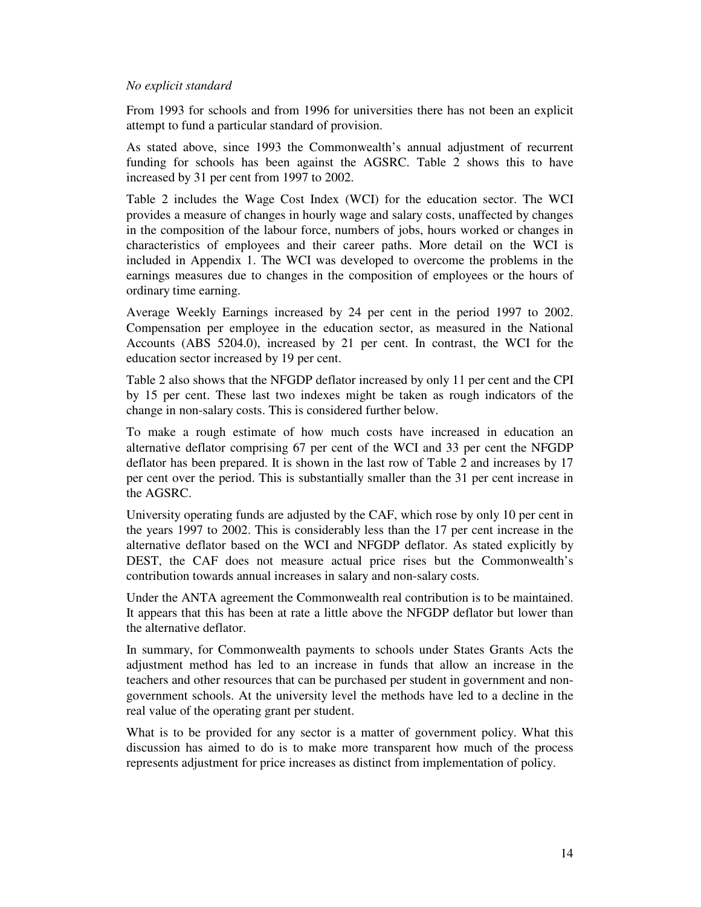*No explicit standard*

From 1993 for schools and from 1996 for universities there has not been an explicit attempt to fund a particular standard of provision.

As stated above, since 1993 the Commonwealth's annual adjustment of recurrent funding for schools has been against the AGSRC. Table 2 shows this to have increased by 31 per cent from 1997 to 2002.

Table 2 includes the Wage Cost Index (WCI) for the education sector. The WCI provides a measure of changes in hourly wage and salary costs, unaffected by changes in the composition of the labour force, numbers of jobs, hours worked or changes in characteristics of employees and their career paths. More detail on the WCI is included in Appendix 1. The WCI was developed to overcome the problems in the earnings measures due to changes in the composition of employees or the hours of ordinary time earning.

Average Weekly Earnings increased by 24 per cent in the period 1997 to 2002. Compensation per employee in the education sector, as measured in the National Accounts (ABS 5204.0), increased by 21 per cent. In contrast, the WCI for the education sector increased by 19 per cent.

Table 2 also shows that the NFGDP deflator increased by only 11 per cent and the CPI by 15 per cent. These last two indexes might be taken as rough indicators of the change in non-salary costs. This is considered further below.

To make a rough estimate of how much costs have increased in education an alternative deflator comprising 67 per cent of the WCI and 33 per cent the NFGDP deflator has been prepared. It is shown in the last row of Table 2 and increases by 17 per cent over the period. This is substantially smaller than the 31 per cent increase in the AGSRC.

University operating funds are adjusted by the CAF, which rose by only 10 per cent in the years 1997 to 2002. This is considerably less than the 17 per cent increase in the alternative deflator based on the WCI and NFGDP deflator. As stated explicitly by DEST, the CAF does not measure actual price rises but the Commonwealth's contribution towards annual increases in salary and non-salary costs.

Under the ANTA agreement the Commonwealth real contribution is to be maintained. It appears that this has been at rate a little above the NFGDP deflator but lower than the alternative deflator.

In summary, for Commonwealth payments to schools under States Grants Acts the adjustment method has led to an increase in funds that allow an increase in the teachers and other resources that can be purchased per student in government and non-government schools. At the university level the methods have led to a decline in the real value of the operating grant per student.

What is to be provided for any sector is a matter of government policy. What this discussion has aimed to do is to make more transparent how much of the process represents adjustment for price increases as distinct from implementation of policy.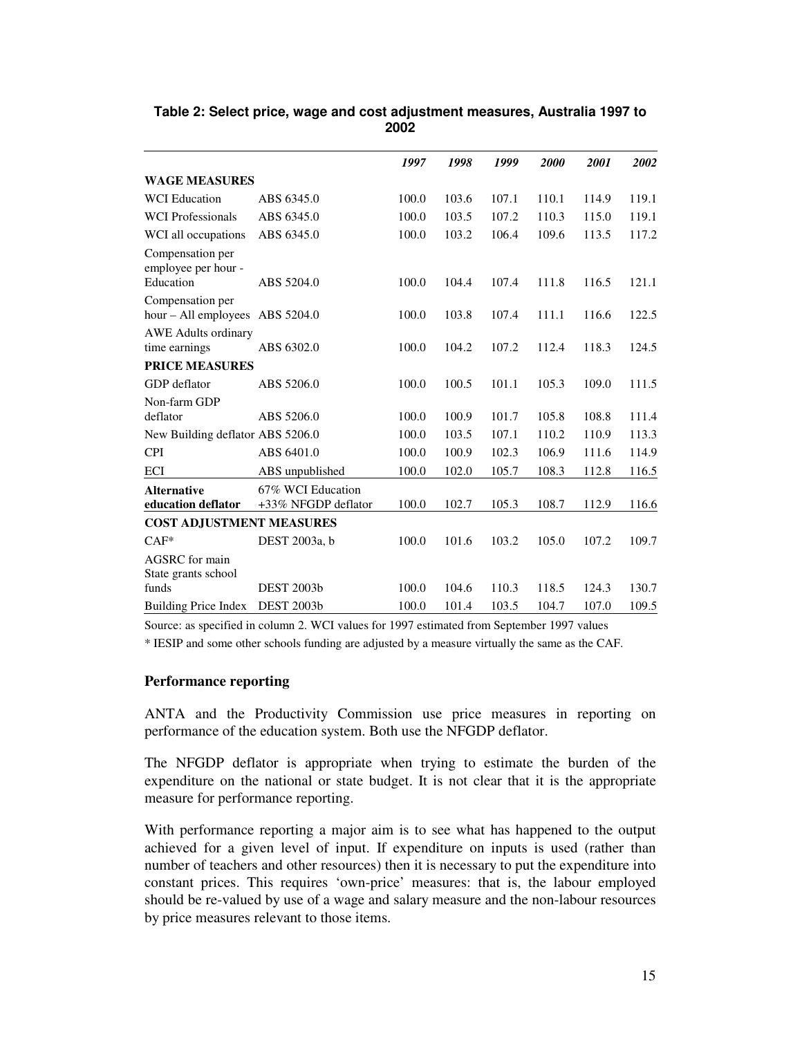**Table 2: Select price, wage and cost adjustment measures, Australia 1997 to 2002**

| | | *1997* | *1998* | *1999* | *2000* | *2001* | *2002* |
|---|---|---|---|---|---|---|---|
| **WAGE MEASURES** | | | | | | | |
| WCI Education | ABS 6345.0 | 100.0 | 103.6 | 107.1 | 110.1 | 114.9 | 119.1 |
| WCI Professionals | ABS 6345.0 | 100.0 | 103.5 | 107.2 | 110.3 | 115.0 | 119.1 |
| WCI all occupations | ABS 6345.0 | 100.0 | 103.2 | 106.4 | 109.6 | 113.5 | 117.2 |
| Compensation per employee per hour - Education | ABS 5204.0 | 100.0 | 104.4 | 107.4 | 111.8 | 116.5 | 121.1 |
| Compensation per hour – All employees | ABS 5204.0 | 100.0 | 103.8 | 107.4 | 111.1 | 116.6 | 122.5 |
| AWE Adults ordinary time earnings | ABS 6302.0 | 100.0 | 104.2 | 107.2 | 112.4 | 118.3 | 124.5 |
| **PRICE MEASURES** | | | | | | | |
| GDP deflator | ABS 5206.0 | 100.0 | 100.5 | 101.1 | 105.3 | 109.0 | 111.5 |
| Non-farm GDP deflator | ABS 5206.0 | 100.0 | 100.9 | 101.7 | 105.8 | 108.8 | 111.4 |
| New Building deflator | ABS 5206.0 | 100.0 | 103.5 | 107.1 | 110.2 | 110.9 | 113.3 |
| CPI | ABS 6401.0 | 100.0 | 100.9 | 102.3 | 106.9 | 111.6 | 114.9 |
| ECI | ABS unpublished | 100.0 | 102.0 | 105.7 | 108.3 | 112.8 | 116.5 |
| **Alternative education deflator** | 67% WCI Education +33% NFGDP deflator | 100.0 | 102.7 | 105.3 | 108.7 | 112.9 | 116.6 |
| **COST ADJUSTMENT MEASURES** | | | | | | | |
| CAF* | DEST 2003a, b | 100.0 | 101.6 | 103.2 | 105.0 | 107.2 | 109.7 |
| AGSRC for main State grants school funds | DEST 2003b | 100.0 | 104.6 | 110.3 | 118.5 | 124.3 | 130.7 |
| Building Price Index | DEST 2003b | 100.0 | 101.4 | 103.5 | 104.7 | 107.0 | 109.5 |

Source: as specified in column 2. WCI values for 1997 estimated from September 1997 values

* IESIP and some other schools funding are adjusted by a measure virtually the same as the CAF.

### Performance reporting

ANTA and the Productivity Commission use price measures in reporting on performance of the education system. Both use the NFGDP deflator.

The NFGDP deflator is appropriate when trying to estimate the burden of the expenditure on the national or state budget. It is not clear that it is the appropriate measure for performance reporting.

With performance reporting a major aim is to see what has happened to the output achieved for a given level of input. If expenditure on inputs is used (rather than number of teachers and other resources) then it is necessary to put the expenditure into constant prices. This requires 'own-price' measures: that is, the labour employed should be re-valued by use of a wage and salary measure and the non-labour resources by price measures relevant to those items.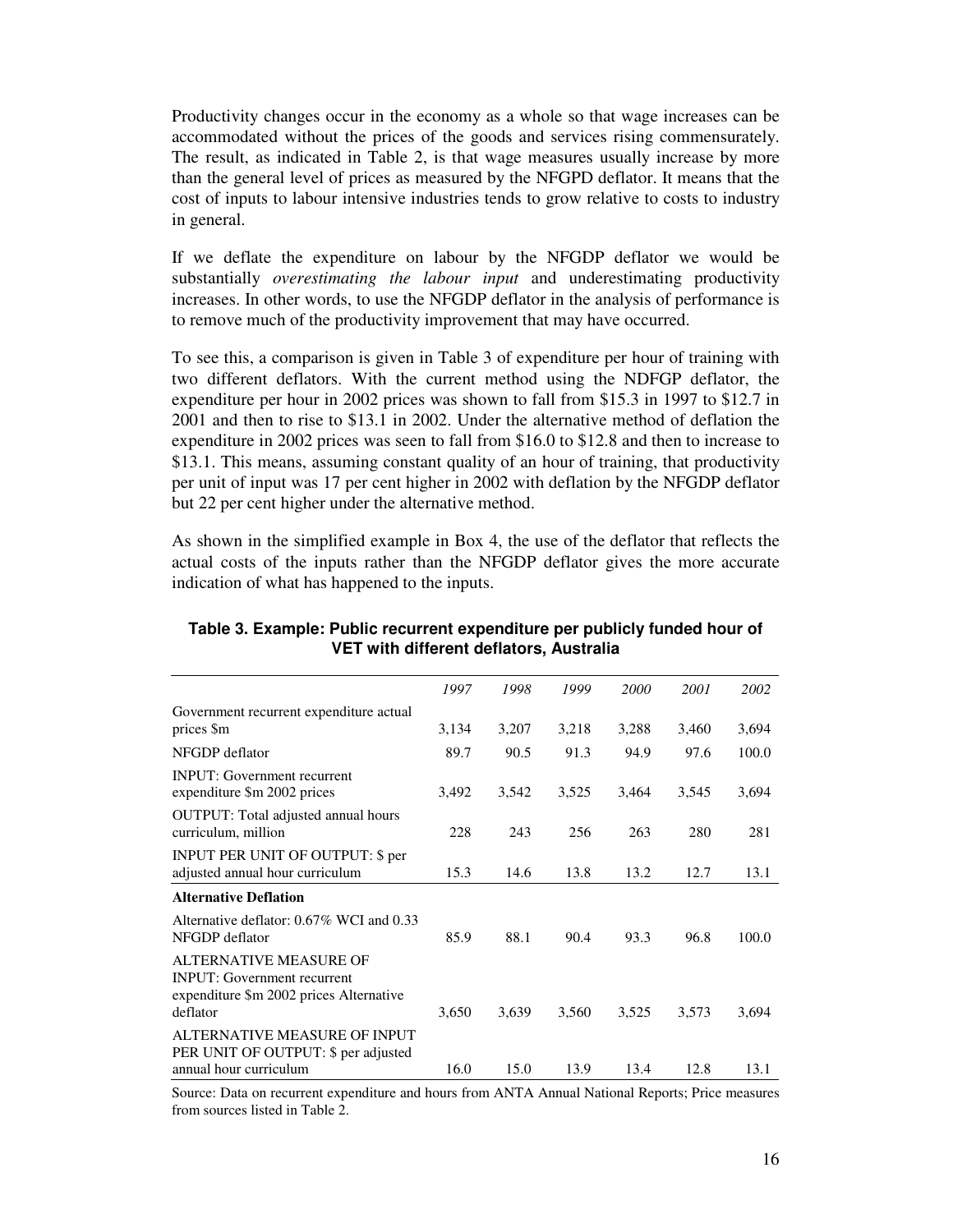Productivity changes occur in the economy as a whole so that wage increases can be accommodated without the prices of the goods and services rising commensurately. The result, as indicated in Table 2, is that wage measures usually increase by more than the general level of prices as measured by the NFGPD deflator. It means that the cost of inputs to labour intensive industries tends to grow relative to costs to industry in general.

If we deflate the expenditure on labour by the NFGDP deflator we would be substantially *overestimating the labour input* and underestimating productivity increases. In other words, to use the NFGDP deflator in the analysis of performance is to remove much of the productivity improvement that may have occurred.

To see this, a comparison is given in Table 3 of expenditure per hour of training with two different deflators. With the current method using the NDFGP deflator, the expenditure per hour in 2002 prices was shown to fall from $15.3 in 1997 to $12.7 in 2001 and then to rise to $13.1 in 2002. Under the alternative method of deflation the expenditure in 2002 prices was seen to fall from $16.0 to $12.8 and then to increase to $13.1. This means, assuming constant quality of an hour of training, that productivity per unit of input was 17 per cent higher in 2002 with deflation by the NFGDP deflator but 22 per cent higher under the alternative method.

As shown in the simplified example in Box 4, the use of the deflator that reflects the actual costs of the inputs rather than the NFGDP deflator gives the more accurate indication of what has happened to the inputs.

**Table 3. Example: Public recurrent expenditure per publicly funded hour of VET with different deflators, Australia**

| | *1997* | *1998* | *1999* | *2000* | *2001* | *2002* |
|---|---|---|---|---|---|---|
| Government recurrent expenditure actual prices $m | 3,134 | 3,207 | 3,218 | 3,288 | 3,460 | 3,694 |
| NFGDP deflator | 89.7 | 90.5 | 91.3 | 94.9 | 97.6 | 100.0 |
| INPUT: Government recurrent expenditure $m 2002 prices | 3,492 | 3,542 | 3,525 | 3,464 | 3,545 | 3,694 |
| OUTPUT: Total adjusted annual hours curriculum, million | 228 | 243 | 256 | 263 | 280 | 281 |
| INPUT PER UNIT OF OUTPUT: $ per adjusted annual hour curriculum | 15.3 | 14.6 | 13.8 | 13.2 | 12.7 | 13.1 |
| **Alternative Deflation** | | | | | | |
| Alternative deflator: 0.67% WCI and 0.33 NFGDP deflator | 85.9 | 88.1 | 90.4 | 93.3 | 96.8 | 100.0 |
| ALTERNATIVE MEASURE OF INPUT: Government recurrent expenditure $m 2002 prices Alternative deflator | 3,650 | 3,639 | 3,560 | 3,525 | 3,573 | 3,694 |
| ALTERNATIVE MEASURE OF INPUT PER UNIT OF OUTPUT: $ per adjusted annual hour curriculum | 16.0 | 15.0 | 13.9 | 13.4 | 12.8 | 13.1 |

Source: Data on recurrent expenditure and hours from ANTA Annual National Reports; Price measures from sources listed in Table 2.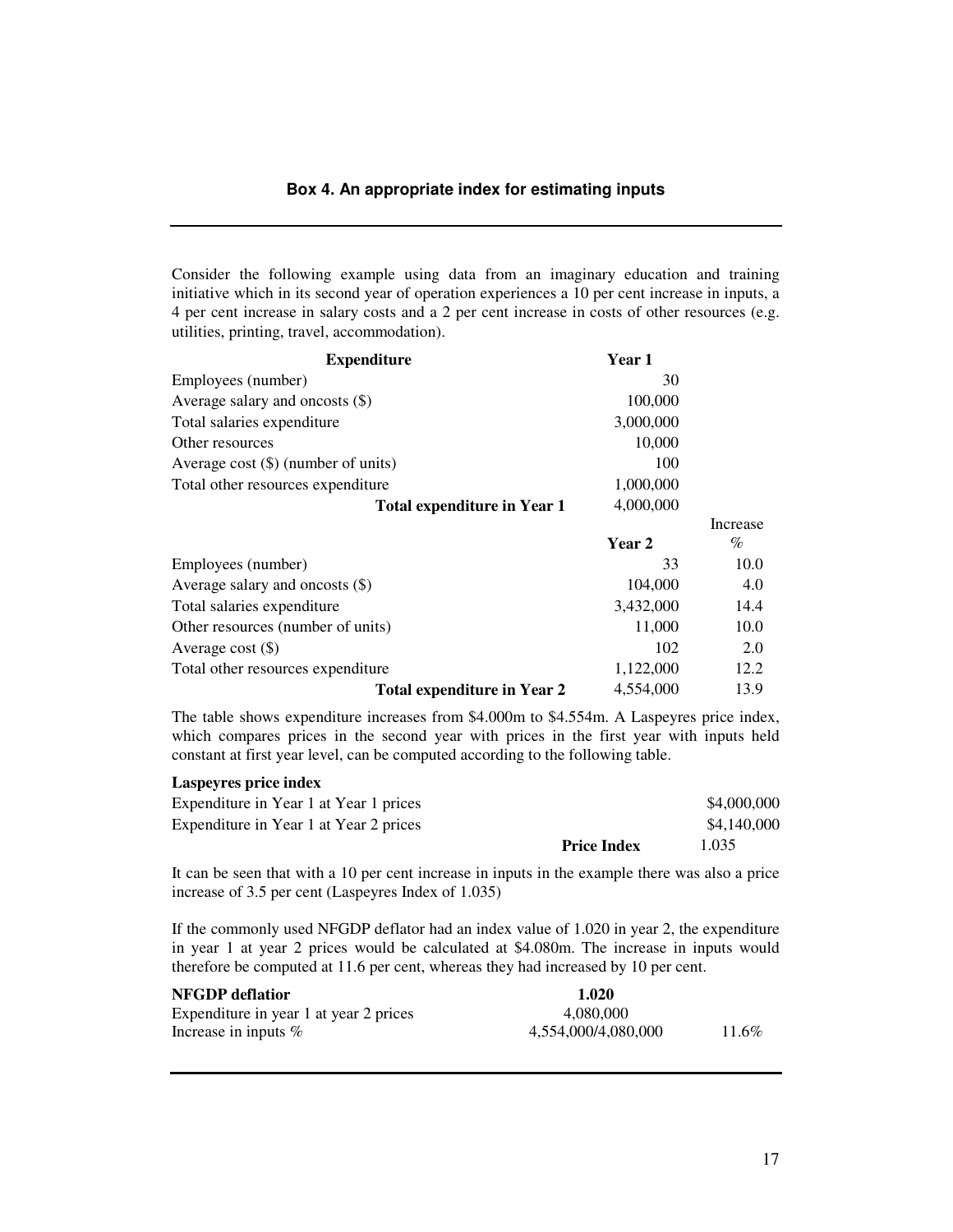### Box 4. An appropriate index for estimating inputs

Consider the following example using data from an imaginary education and training initiative which in its second year of operation experiences a 10 per cent increase in inputs, a 4 per cent increase in salary costs and a 2 per cent increase in costs of other resources (e.g. utilities, printing, travel, accommodation).

| **Expenditure** | **Year 1** | |
|---|---|---|
| Employees (number) | 30 | |
| Average salary and oncosts ($) | 100,000 | |
| Total salaries expenditure | 3,000,000 | |
| Other resources | 10,000 | |
| Average cost ($) (number of units) | 100 | |
| Total other resources expenditure | 1,000,000 | |
| **Total expenditure in Year 1** | 4,000,000 | |
| | **Year 2** | Increase % |
| Employees (number) | 33 | 10.0 |
| Average salary and oncosts ($) | 104,000 | 4.0 |
| Total salaries expenditure | 3,432,000 | 14.4 |
| Other resources (number of units) | 11,000 | 10.0 |
| Average cost ($) | 102 | 2.0 |
| Total other resources expenditure | 1,122,000 | 12.2 |
| **Total expenditure in Year 2** | 4,554,000 | 13.9 |

The table shows expenditure increases from $4.000m to $4.554m. A Laspeyres price index, which compares prices in the second year with prices in the first year with inputs held constant at first year level, can be computed according to the following table.

| **Laspeyres price index** | | |
|---|---|---|
| Expenditure in Year 1 at Year 1 prices | | $4,000,000 |
| Expenditure in Year 1 at Year 2 prices | | $4,140,000 |
| | **Price Index** | 1.035 |

It can be seen that with a 10 per cent increase in inputs in the example there was also a price increase of 3.5 per cent (Laspeyres Index of 1.035)

If the commonly used NFGDP deflator had an index value of 1.020 in year 2, the expenditure in year 1 at year 2 prices would be calculated at $4.080m. The increase in inputs would therefore be computed at 11.6 per cent, whereas they had increased by 10 per cent.

| **NFGDP deflatior** | **1.020** | |
|---|---|---|
| Expenditure in year 1 at year 2 prices | 4,080,000 | |
| Increase in inputs % | 4,554,000/4,080,000 | 11.6% |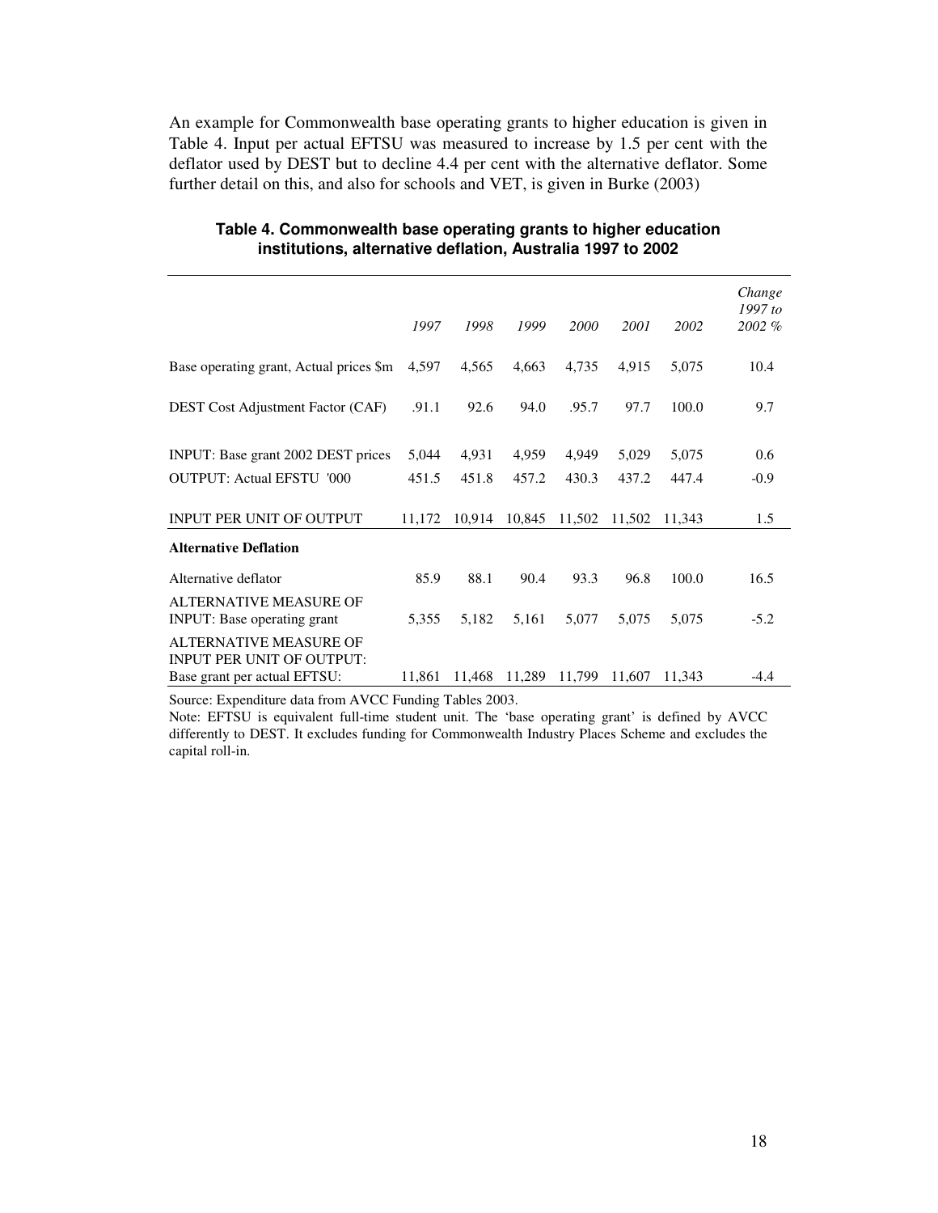An example for Commonwealth base operating grants to higher education is given in Table 4. Input per actual EFTSU was measured to increase by 1.5 per cent with the deflator used by DEST but to decline 4.4 per cent with the alternative deflator. Some further detail on this, and also for schools and VET, is given in Burke (2003)

**Table 4. Commonwealth base operating grants to higher education institutions, alternative deflation, Australia 1997 to 2002**

| | *1997* | *1998* | *1999* | *2000* | *2001* | *2002* | *Change 1997 to 2002 %* |
|---|---|---|---|---|---|---|---|
| Base operating grant, Actual prices $m | 4,597 | 4,565 | 4,663 | 4,735 | 4,915 | 5,075 | 10.4 |
| DEST Cost Adjustment Factor (CAF) | .91.1 | 92.6 | 94.0 | .95.7 | 97.7 | 100.0 | 9.7 |
| INPUT: Base grant 2002 DEST prices | 5,044 | 4,931 | 4,959 | 4,949 | 5,029 | 5,075 | 0.6 |
| OUTPUT: Actual EFSTU '000 | 451.5 | 451.8 | 457.2 | 430.3 | 437.2 | 447.4 | -0.9 |
| INPUT PER UNIT OF OUTPUT | 11,172 | 10,914 | 10,845 | 11,502 | 11,502 | 11,343 | 1.5 |
| **Alternative Deflation** | | | | | | | |
| Alternative deflator | 85.9 | 88.1 | 90.4 | 93.3 | 96.8 | 100.0 | 16.5 |
| ALTERNATIVE MEASURE OF INPUT: Base operating grant | 5,355 | 5,182 | 5,161 | 5,077 | 5,075 | 5,075 | -5.2 |
| ALTERNATIVE MEASURE OF INPUT PER UNIT OF OUTPUT: Base grant per actual EFTSU: | 11,861 | 11,468 | 11,289 | 11,799 | 11,607 | 11,343 | -4.4 |

Source: Expenditure data from AVCC Funding Tables 2003.

Note: EFTSU is equivalent full-time student unit. The 'base operating grant' is defined by AVCC differently to DEST. It excludes funding for Commonwealth Industry Places Scheme and excludes the capital roll-in.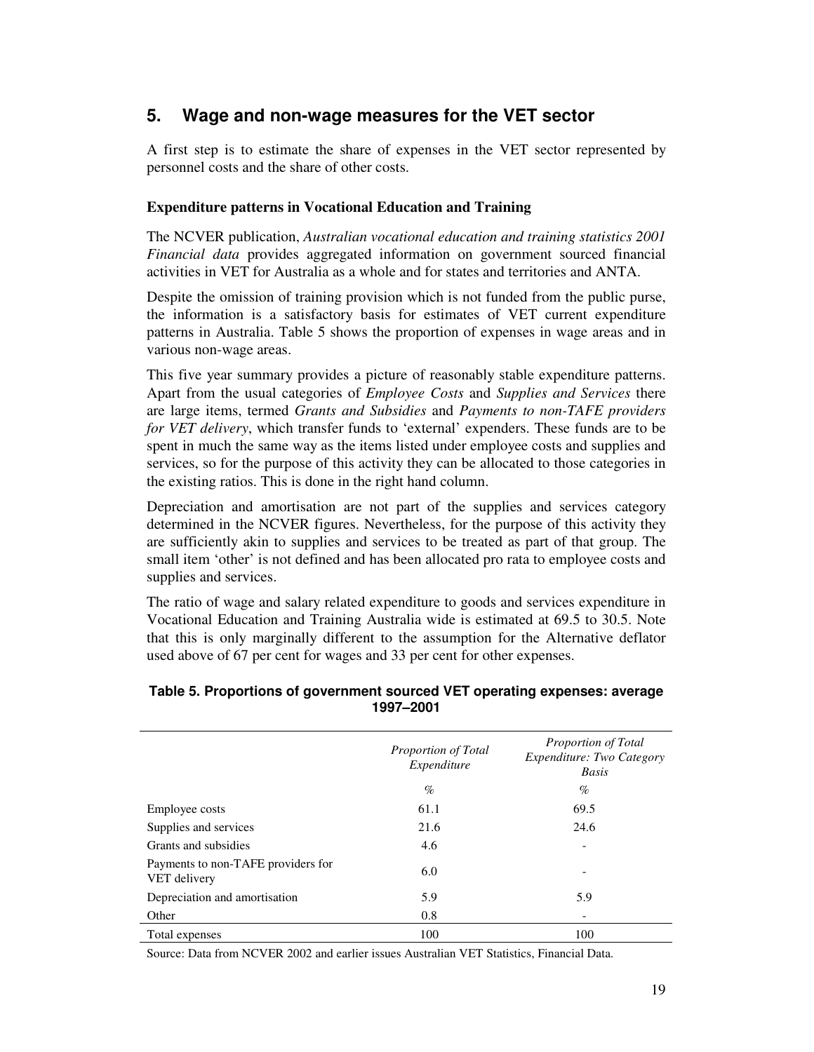## 5. Wage and non-wage measures for the VET sector

A first step is to estimate the share of expenses in the VET sector represented by personnel costs and the share of other costs.

### Expenditure patterns in Vocational Education and Training

The NCVER publication, *Australian vocational education and training statistics 2001 Financial data* provides aggregated information on government sourced financial activities in VET for Australia as a whole and for states and territories and ANTA.

Despite the omission of training provision which is not funded from the public purse, the information is a satisfactory basis for estimates of VET current expenditure patterns in Australia. Table 5 shows the proportion of expenses in wage areas and in various non-wage areas.

This five year summary provides a picture of reasonably stable expenditure patterns. Apart from the usual categories of *Employee Costs* and *Supplies and Services* there are large items, termed *Grants and Subsidies* and *Payments to non-TAFE providers for VET delivery*, which transfer funds to 'external' expenders. These funds are to be spent in much the same way as the items listed under employee costs and supplies and services, so for the purpose of this activity they can be allocated to those categories in the existing ratios. This is done in the right hand column.

Depreciation and amortisation are not part of the supplies and services category determined in the NCVER figures. Nevertheless, for the purpose of this activity they are sufficiently akin to supplies and services to be treated as part of that group. The small item 'other' is not defined and has been allocated pro rata to employee costs and supplies and services.

The ratio of wage and salary related expenditure to goods and services expenditure in Vocational Education and Training Australia wide is estimated at 69.5 to 30.5. Note that this is only marginally different to the assumption for the Alternative deflator used above of 67 per cent for wages and 33 per cent for other expenses.

**Table 5. Proportions of government sourced VET operating expenses: average 1997–2001**

| | *Proportion of Total Expenditure* | *Proportion of Total Expenditure: Two Category Basis* |
|---|---|---|
| | *%* | *%* |
| Employee costs | 61.1 | 69.5 |
| Supplies and services | 21.6 | 24.6 |
| Grants and subsidies | 4.6 | - |
| Payments to non-TAFE providers for VET delivery | 6.0 | - |
| Depreciation and amortisation | 5.9 | 5.9 |
| Other | 0.8 | - |
| Total expenses | 100 | 100 |

Source: Data from NCVER 2002 and earlier issues Australian VET Statistics, Financial Data.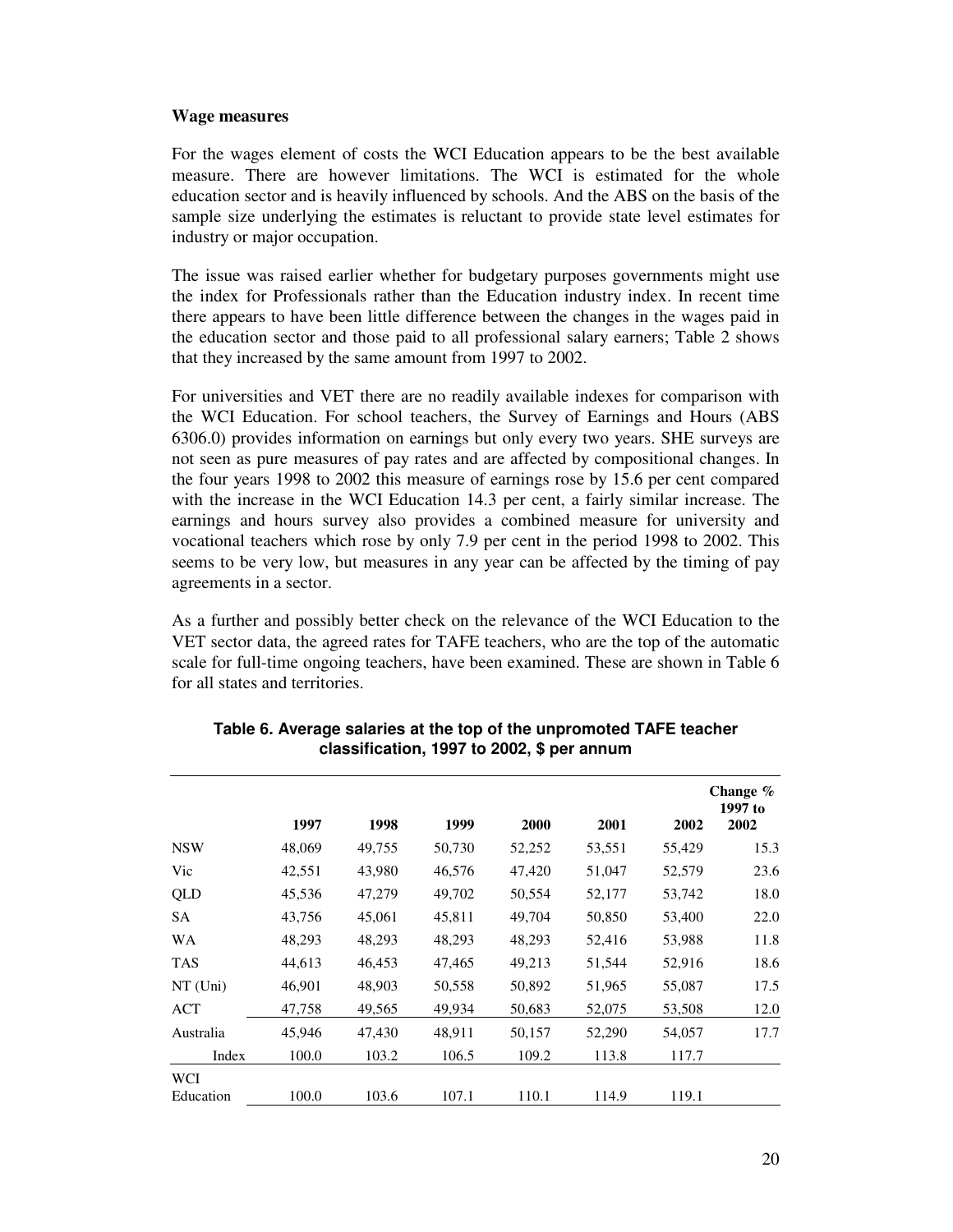**Wage measures**

For the wages element of costs the WCI Education appears to be the best available measure. There are however limitations. The WCI is estimated for the whole education sector and is heavily influenced by schools. And the ABS on the basis of the sample size underlying the estimates is reluctant to provide state level estimates for industry or major occupation.

The issue was raised earlier whether for budgetary purposes governments might use the index for Professionals rather than the Education industry index. In recent time there appears to have been little difference between the changes in the wages paid in the education sector and those paid to all professional salary earners; Table 2 shows that they increased by the same amount from 1997 to 2002.

For universities and VET there are no readily available indexes for comparison with the WCI Education. For school teachers, the Survey of Earnings and Hours (ABS 6306.0) provides information on earnings but only every two years. SHE surveys are not seen as pure measures of pay rates and are affected by compositional changes. In the four years 1998 to 2002 this measure of earnings rose by 15.6 per cent compared with the increase in the WCI Education 14.3 per cent, a fairly similar increase. The earnings and hours survey also provides a combined measure for university and vocational teachers which rose by only 7.9 per cent in the period 1998 to 2002. This seems to be very low, but measures in any year can be affected by the timing of pay agreements in a sector.

As a further and possibly better check on the relevance of the WCI Education to the VET sector data, the agreed rates for TAFE teachers, who are the top of the automatic scale for full-time ongoing teachers, have been examined. These are shown in Table 6 for all states and territories.

**Table 6. Average salaries at the top of the unpromoted TAFE teacher classification, 1997 to 2002, $ per annum**

| | 1997 | 1998 | 1999 | 2000 | 2001 | 2002 | Change % 1997 to 2002 |
|---|---|---|---|---|---|---|---|
| NSW | 48,069 | 49,755 | 50,730 | 52,252 | 53,551 | 55,429 | 15.3 |
| Vic | 42,551 | 43,980 | 46,576 | 47,420 | 51,047 | 52,579 | 23.6 |
| QLD | 45,536 | 47,279 | 49,702 | 50,554 | 52,177 | 53,742 | 18.0 |
| SA | 43,756 | 45,061 | 45,811 | 49,704 | 50,850 | 53,400 | 22.0 |
| WA | 48,293 | 48,293 | 48,293 | 48,293 | 52,416 | 53,988 | 11.8 |
| TAS | 44,613 | 46,453 | 47,465 | 49,213 | 51,544 | 52,916 | 18.6 |
| NT (Uni) | 46,901 | 48,903 | 50,558 | 50,892 | 51,965 | 55,087 | 17.5 |
| ACT | 47,758 | 49,565 | 49,934 | 50,683 | 52,075 | 53,508 | 12.0 |
| Australia | 45,946 | 47,430 | 48,911 | 50,157 | 52,290 | 54,057 | 17.7 |
| Index | 100.0 | 103.2 | 106.5 | 109.2 | 113.8 | 117.7 | |
| WCI Education | 100.0 | 103.6 | 107.1 | 110.1 | 114.9 | 119.1 | |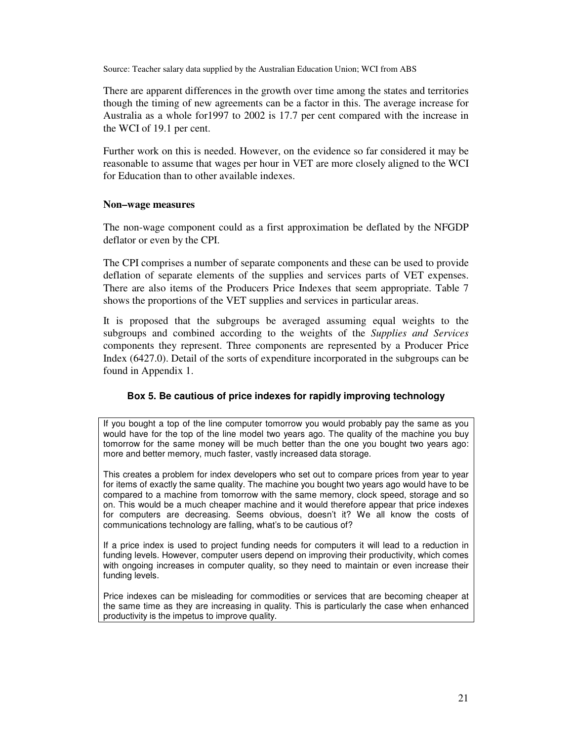Source: Teacher salary data supplied by the Australian Education Union; WCI from ABS

There are apparent differences in the growth over time among the states and territories though the timing of new agreements can be a factor in this. The average increase for Australia as a whole for1997 to 2002 is 17.7 per cent compared with the increase in the WCI of 19.1 per cent.

Further work on this is needed. However, on the evidence so far considered it may be reasonable to assume that wages per hour in VET are more closely aligned to the WCI for Education than to other available indexes.

**Non–wage measures**

The non-wage component could as a first approximation be deflated by the NFGDP deflator or even by the CPI.

The CPI comprises a number of separate components and these can be used to provide deflation of separate elements of the supplies and services parts of VET expenses. There are also items of the Producers Price Indexes that seem appropriate. Table 7 shows the proportions of the VET supplies and services in particular areas.

It is proposed that the subgroups be averaged assuming equal weights to the subgroups and combined according to the weights of the *Supplies and Services* components they represent. Three components are represented by a Producer Price Index (6427.0). Detail of the sorts of expenditure incorporated in the subgroups can be found in Appendix 1.

### Box 5. Be cautious of price indexes for rapidly improving technology

If you bought a top of the line computer tomorrow you would probably pay the same as you would have for the top of the line model two years ago. The quality of the machine you buy tomorrow for the same money will be much better than the one you bought two years ago: more and better memory, much faster, vastly increased data storage.

This creates a problem for index developers who set out to compare prices from year to year for items of exactly the same quality. The machine you bought two years ago would have to be compared to a machine from tomorrow with the same memory, clock speed, storage and so on. This would be a much cheaper machine and it would therefore appear that price indexes for computers are decreasing. Seems obvious, doesn't it? We all know the costs of communications technology are falling, what's to be cautious of?

If a price index is used to project funding needs for computers it will lead to a reduction in funding levels. However, computer users depend on improving their productivity, which comes with ongoing increases in computer quality, so they need to maintain or even increase their funding levels.

Price indexes can be misleading for commodities or services that are becoming cheaper at the same time as they are increasing in quality. This is particularly the case when enhanced productivity is the impetus to improve quality.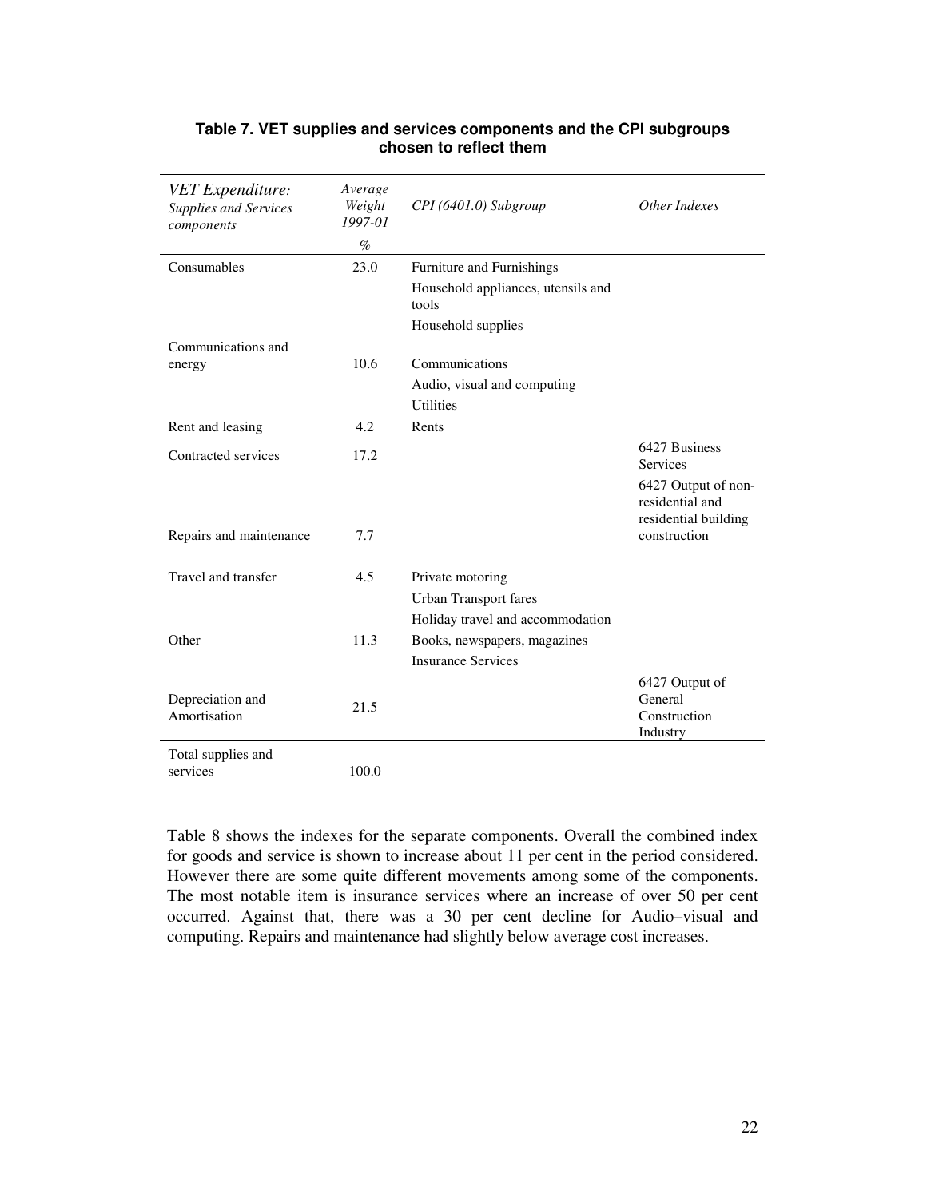**Table 7. VET supplies and services components and the CPI subgroups chosen to reflect them**

| *VET Expenditure: Supplies and Services components* | *Average Weight 1997-01* % | *CPI (6401.0) Subgroup* | *Other Indexes* |
|---|---|---|---|
| Consumables | 23.0 | Furniture and Furnishings | |
| | | Household appliances, utensils and tools | |
| | | Household supplies | |
| Communications and energy | 10.6 | Communications | |
| | | Audio, visual and computing | |
| | | Utilities | |
| Rent and leasing | 4.2 | Rents | |
| Contracted services | 17.2 | | 6427 Business Services |
| Repairs and maintenance | 7.7 | | 6427 Output of non-residential and residential building construction |
| Travel and transfer | 4.5 | Private motoring | |
| | | Urban Transport fares | |
| | | Holiday travel and accommodation | |
| Other | 11.3 | Books, newspapers, magazines | |
| | | Insurance Services | |
| Depreciation and Amortisation | 21.5 | | 6427 Output of General Construction Industry |
| Total supplies and services | 100.0 | | |

Table 8 shows the indexes for the separate components. Overall the combined index for goods and service is shown to increase about 11 per cent in the period considered. However there are some quite different movements among some of the components. The most notable item is insurance services where an increase of over 50 per cent occurred. Against that, there was a 30 per cent decline for Audio–visual and computing. Repairs and maintenance had slightly below average cost increases.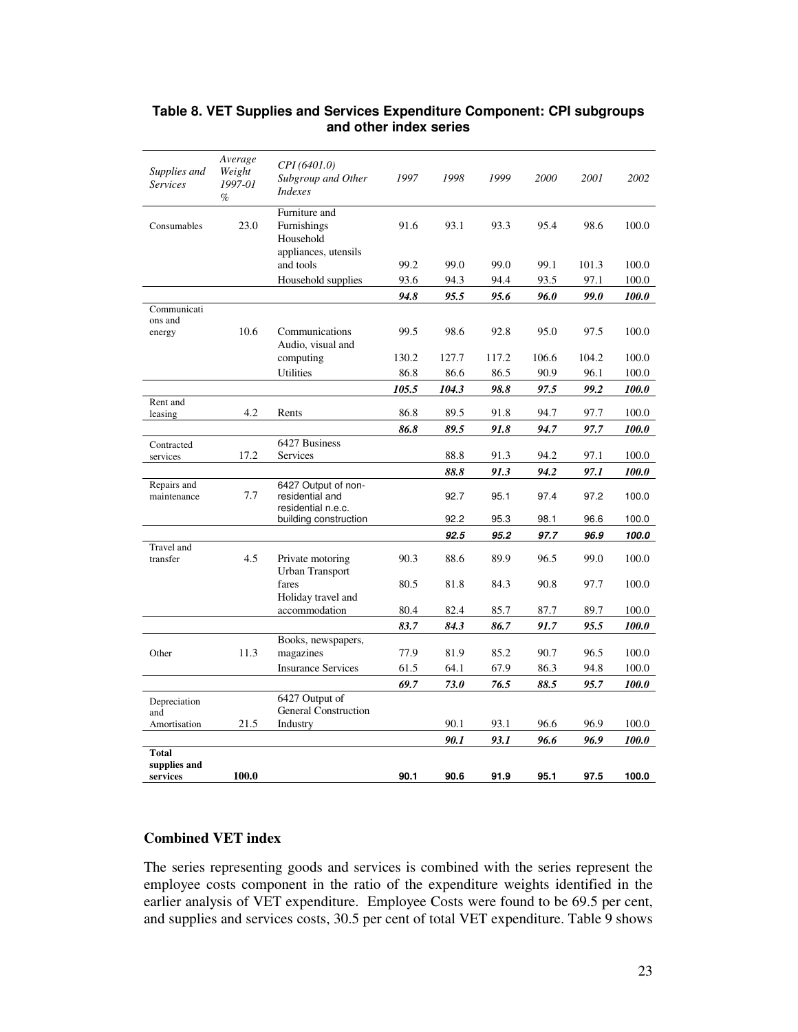**Table 8. VET Supplies and Services Expenditure Component: CPI subgroups and other index series**

| *Supplies and Services* | *Average Weight 1997-01 %* | *CPI (6401.0) Subgroup and Other Indexes* | *1997* | *1998* | *1999* | *2000* | *2001* | *2002* |
|---|---|---|---|---|---|---|---|---|
| Consumables | 23.0 | Furniture and Furnishings | 91.6 | 93.1 | 93.3 | 95.4 | 98.6 | 100.0 |
| | | Household appliances, utensils and tools | 99.2 | 99.0 | 99.0 | 99.1 | 101.3 | 100.0 |
| | | Household supplies | 93.6 | 94.3 | 94.4 | 93.5 | 97.1 | 100.0 |
| | | | ***94.8*** | ***95.5*** | ***95.6*** | ***96.0*** | ***99.0*** | ***100.0*** |
| Communications and energy | 10.6 | Communications | 99.5 | 98.6 | 92.8 | 95.0 | 97.5 | 100.0 |
| | | Audio, visual and computing | 130.2 | 127.7 | 117.2 | 106.6 | 104.2 | 100.0 |
| | | Utilities | 86.8 | 86.6 | 86.5 | 90.9 | 96.1 | 100.0 |
| | | | ***105.5*** | ***104.3*** | ***98.8*** | ***97.5*** | ***99.2*** | ***100.0*** |
| Rent and leasing | 4.2 | Rents | 86.8 | 89.5 | 91.8 | 94.7 | 97.7 | 100.0 |
| | | | ***86.8*** | ***89.5*** | ***91.8*** | ***94.7*** | ***97.7*** | ***100.0*** |
| Contracted services | 17.2 | 6427 Business Services | | 88.8 | 91.3 | 94.2 | 97.1 | 100.0 |
| | | | | ***88.8*** | ***91.3*** | ***94.2*** | ***97.1*** | ***100.0*** |
| Repairs and maintenance | 7.7 | 6427 Output of non-residential and | | 92.7 | 95.1 | 97.4 | 97.2 | 100.0 |
| | | residential n.e.c. building construction | | 92.2 | 95.3 | 98.1 | 96.6 | 100.0 |
| | | | | ***92.5*** | ***95.2*** | ***97.7*** | ***96.9*** | ***100.0*** |
| Travel and transfer | 4.5 | Private motoring | 90.3 | 88.6 | 89.9 | 96.5 | 99.0 | 100.0 |
| | | Urban Transport fares | 80.5 | 81.8 | 84.3 | 90.8 | 97.7 | 100.0 |
| | | Holiday travel and accommodation | 80.4 | 82.4 | 85.7 | 87.7 | 89.7 | 100.0 |
| | | | ***83.7*** | ***84.3*** | ***86.7*** | ***91.7*** | ***95.5*** | ***100.0*** |
| Other | 11.3 | Books, newspapers, magazines | 77.9 | 81.9 | 85.2 | 90.7 | 96.5 | 100.0 |
| | | Insurance Services | 61.5 | 64.1 | 67.9 | 86.3 | 94.8 | 100.0 |
| | | | ***69.7*** | ***73.0*** | ***76.5*** | ***88.5*** | ***95.7*** | ***100.0*** |
| Depreciation and Amortisation | 21.5 | 6427 Output of General Construction Industry | | 90.1 | 93.1 | 96.6 | 96.9 | 100.0 |
| | | | | ***90.1*** | ***93.1*** | ***96.6*** | ***96.9*** | ***100.0*** |
| **Total supplies and services** | **100.0** | | **90.1** | **90.6** | **91.9** | **95.1** | **97.5** | **100.0** |

## Combined VET index

The series representing goods and services is combined with the series represent the employee costs component in the ratio of the expenditure weights identified in the earlier analysis of VET expenditure. Employee Costs were found to be 69.5 per cent, and supplies and services costs, 30.5 per cent of total VET expenditure. Table 9 shows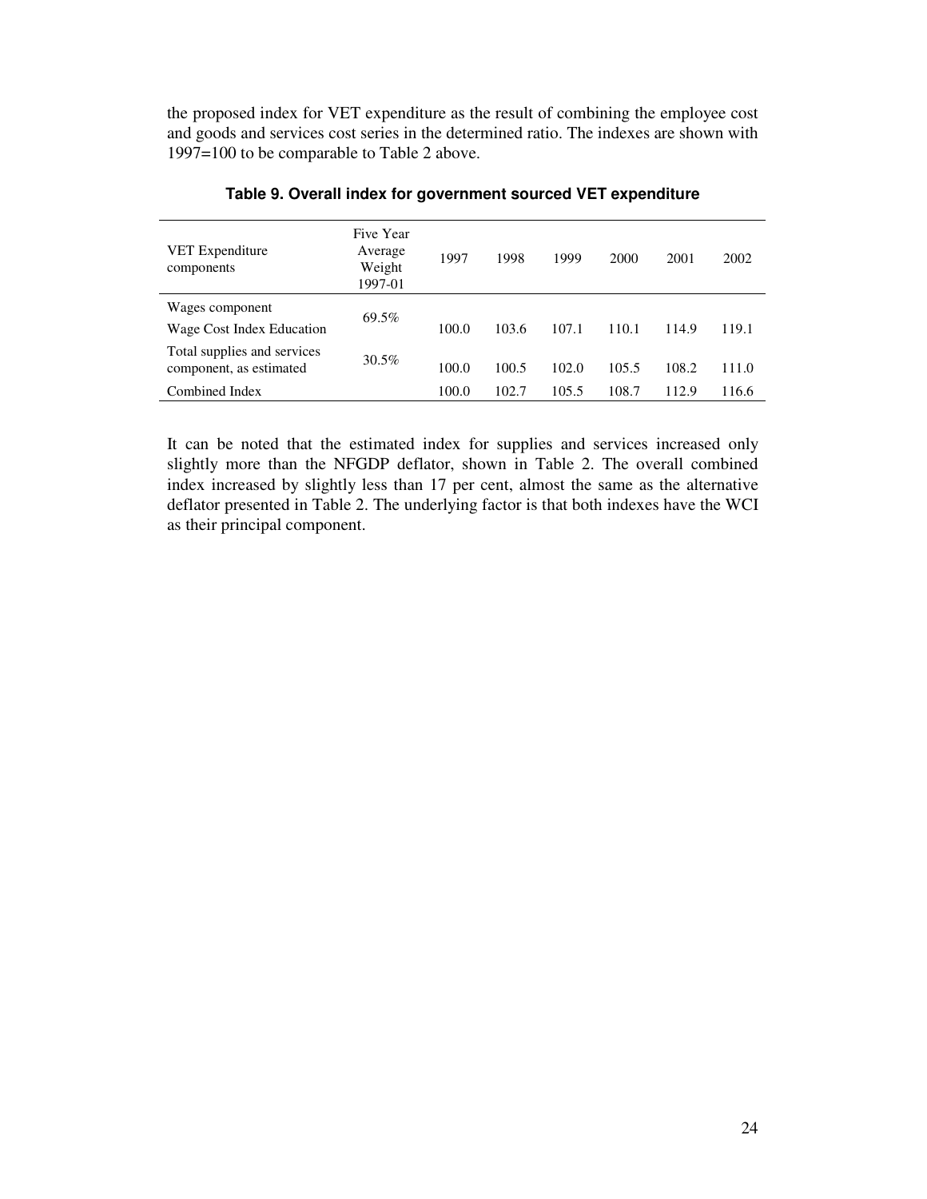the proposed index for VET expenditure as the result of combining the employee cost and goods and services cost series in the determined ratio. The indexes are shown with 1997=100 to be comparable to Table 2 above.

**Table 9. Overall index for government sourced VET expenditure**

| VET Expenditure components | Five Year Average Weight 1997-01 | 1997 | 1998 | 1999 | 2000 | 2001 | 2002 |
|---|---|---|---|---|---|---|---|
| Wages component | 69.5% | | | | | | |
| Wage Cost Index Education | | 100.0 | 103.6 | 107.1 | 110.1 | 114.9 | 119.1 |
| Total supplies and services component, as estimated | 30.5% | 100.0 | 100.5 | 102.0 | 105.5 | 108.2 | 111.0 |
| Combined Index | | 100.0 | 102.7 | 105.5 | 108.7 | 112.9 | 116.6 |

It can be noted that the estimated index for supplies and services increased only slightly more than the NFGDP deflator, shown in Table 2. The overall combined index increased by slightly less than 17 per cent, almost the same as the alternative deflator presented in Table 2. The underlying factor is that both indexes have the WCI as their principal component.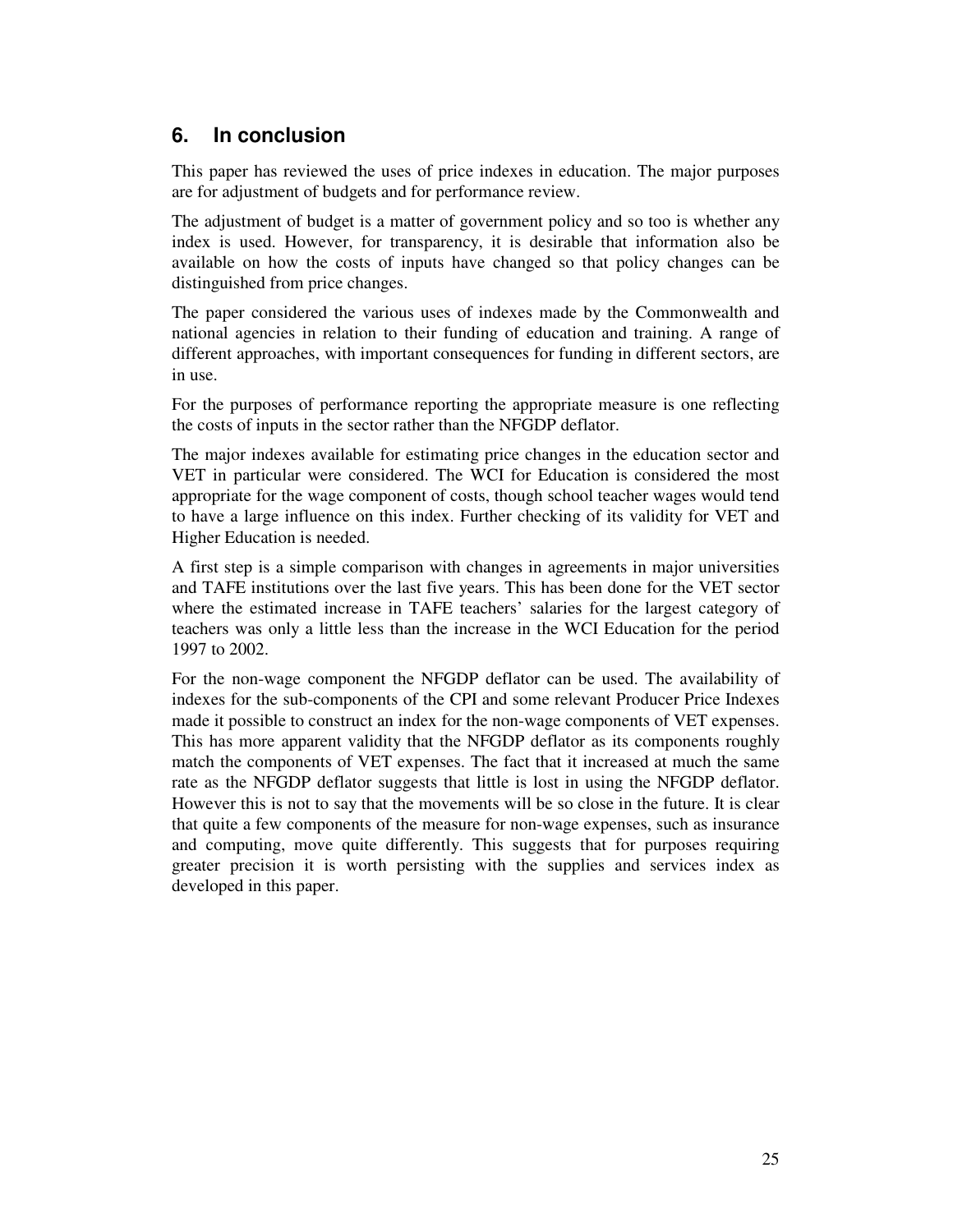## 6. In conclusion

This paper has reviewed the uses of price indexes in education. The major purposes are for adjustment of budgets and for performance review.

The adjustment of budget is a matter of government policy and so too is whether any index is used. However, for transparency, it is desirable that information also be available on how the costs of inputs have changed so that policy changes can be distinguished from price changes.

The paper considered the various uses of indexes made by the Commonwealth and national agencies in relation to their funding of education and training. A range of different approaches, with important consequences for funding in different sectors, are in use.

For the purposes of performance reporting the appropriate measure is one reflecting the costs of inputs in the sector rather than the NFGDP deflator.

The major indexes available for estimating price changes in the education sector and VET in particular were considered. The WCI for Education is considered the most appropriate for the wage component of costs, though school teacher wages would tend to have a large influence on this index. Further checking of its validity for VET and Higher Education is needed.

A first step is a simple comparison with changes in agreements in major universities and TAFE institutions over the last five years. This has been done for the VET sector where the estimated increase in TAFE teachers' salaries for the largest category of teachers was only a little less than the increase in the WCI Education for the period 1997 to 2002.

For the non-wage component the NFGDP deflator can be used. The availability of indexes for the sub-components of the CPI and some relevant Producer Price Indexes made it possible to construct an index for the non-wage components of VET expenses. This has more apparent validity that the NFGDP deflator as its components roughly match the components of VET expenses. The fact that it increased at much the same rate as the NFGDP deflator suggests that little is lost in using the NFGDP deflator. However this is not to say that the movements will be so close in the future. It is clear that quite a few components of the measure for non-wage expenses, such as insurance and computing, move quite differently. This suggests that for purposes requiring greater precision it is worth persisting with the supplies and services index as developed in this paper.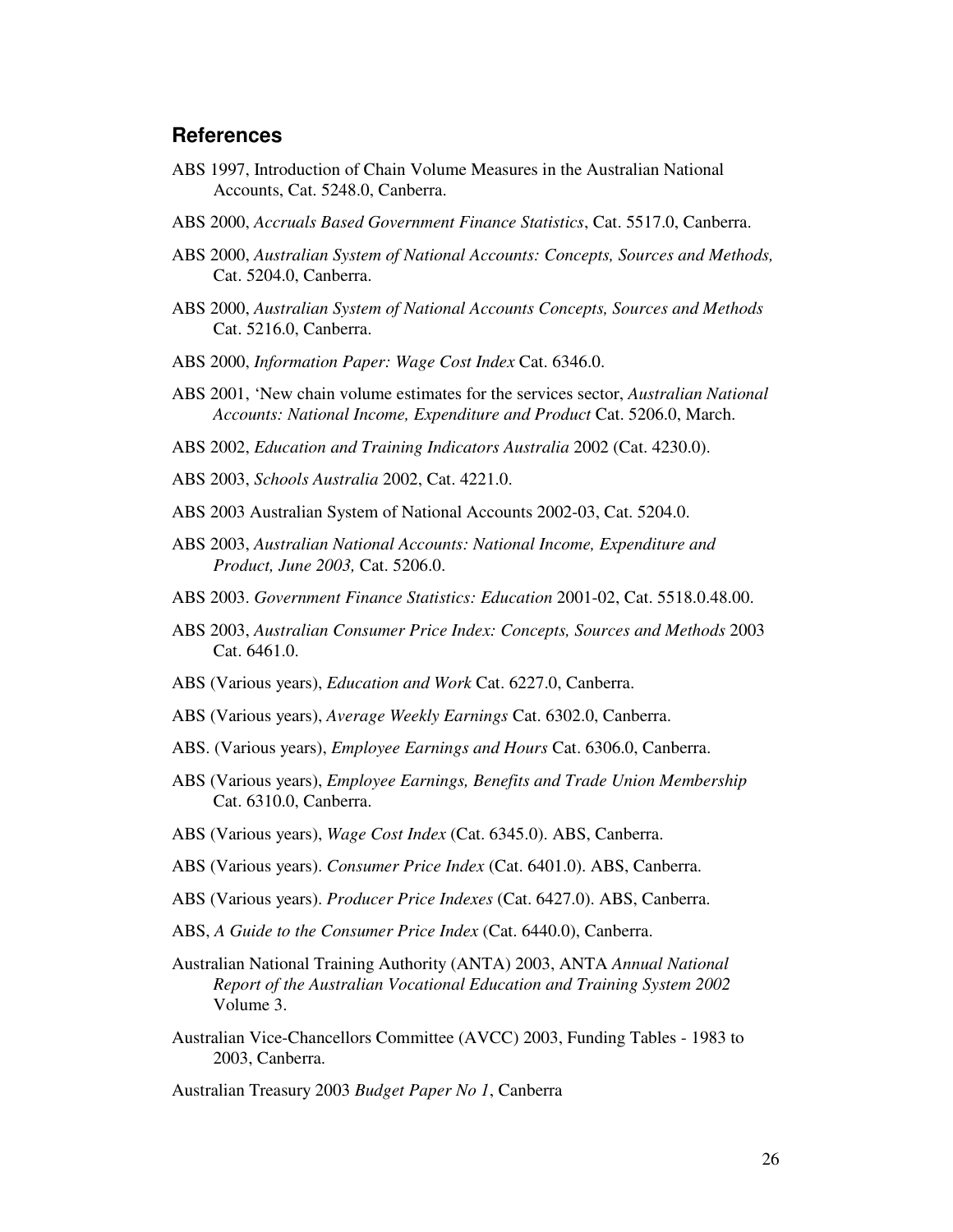## References

ABS 1997, Introduction of Chain Volume Measures in the Australian National Accounts, Cat. 5248.0, Canberra.

ABS 2000, *Accruals Based Government Finance Statistics*, Cat. 5517.0, Canberra.

ABS 2000, *Australian System of National Accounts: Concepts, Sources and Methods,* Cat. 5204.0, Canberra.

ABS 2000, *Australian System of National Accounts Concepts, Sources and Methods* Cat. 5216.0, Canberra.

ABS 2000, *Information Paper: Wage Cost Index* Cat. 6346.0.

ABS 2001, 'New chain volume estimates for the services sector, *Australian National Accounts: National Income, Expenditure and Product* Cat. 5206.0, March.

ABS 2002, *Education and Training Indicators Australia* 2002 (Cat. 4230.0).

ABS 2003, *Schools Australia* 2002, Cat. 4221.0.

ABS 2003 Australian System of National Accounts 2002-03, Cat. 5204.0.

ABS 2003, *Australian National Accounts: National Income, Expenditure and Product, June 2003,* Cat. 5206.0.

ABS 2003. *Government Finance Statistics: Education* 2001-02, Cat. 5518.0.48.00.

ABS 2003, *Australian Consumer Price Index: Concepts, Sources and Methods* 2003 Cat. 6461.0.

ABS (Various years), *Education and Work* Cat. 6227.0, Canberra.

ABS (Various years), *Average Weekly Earnings* Cat. 6302.0, Canberra.

ABS. (Various years), *Employee Earnings and Hours* Cat. 6306.0, Canberra.

ABS (Various years), *Employee Earnings, Benefits and Trade Union Membership* Cat. 6310.0, Canberra.

ABS (Various years), *Wage Cost Index* (Cat. 6345.0). ABS, Canberra.

ABS (Various years). *Consumer Price Index* (Cat. 6401.0). ABS, Canberra.

ABS (Various years). *Producer Price Indexes* (Cat. 6427.0). ABS, Canberra.

ABS, *A Guide to the Consumer Price Index* (Cat. 6440.0), Canberra.

Australian National Training Authority (ANTA) 2003, ANTA *Annual National Report of the Australian Vocational Education and Training System 2002* Volume 3.

Australian Vice-Chancellors Committee (AVCC) 2003, Funding Tables - 1983 to 2003, Canberra.

Australian Treasury 2003 *Budget Paper No 1*, Canberra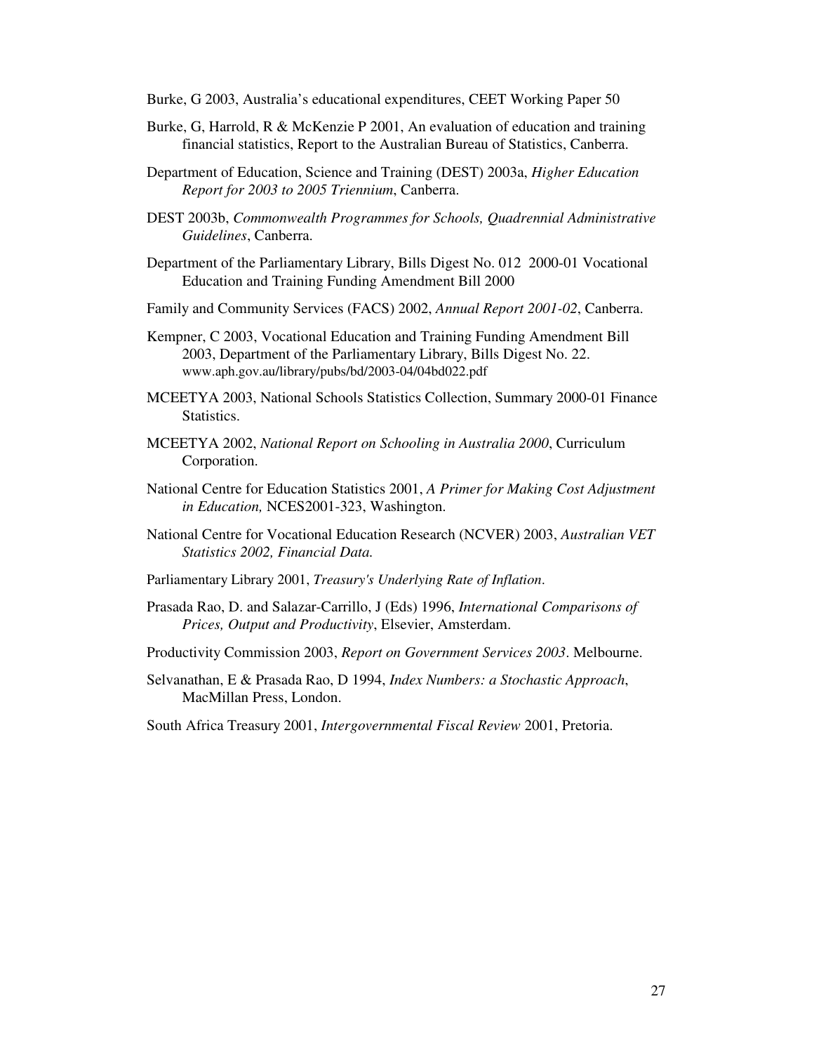Burke, G 2003, Australia's educational expenditures, CEET Working Paper 50

Burke, G, Harrold, R & McKenzie P 2001, An evaluation of education and training financial statistics, Report to the Australian Bureau of Statistics, Canberra.

Department of Education, Science and Training (DEST) 2003a, *Higher Education Report for 2003 to 2005 Triennium*, Canberra.

DEST 2003b, *Commonwealth Programmes for Schools, Quadrennial Administrative Guidelines*, Canberra.

Department of the Parliamentary Library, Bills Digest No. 012 2000-01 Vocational Education and Training Funding Amendment Bill 2000

Family and Community Services (FACS) 2002, *Annual Report 2001-02*, Canberra.

Kempner, C 2003, Vocational Education and Training Funding Amendment Bill 2003, Department of the Parliamentary Library, Bills Digest No. 22. www.aph.gov.au/library/pubs/bd/2003-04/04bd022.pdf

MCEETYA 2003, National Schools Statistics Collection, Summary 2000-01 Finance Statistics.

MCEETYA 2002, *National Report on Schooling in Australia 2000*, Curriculum Corporation.

National Centre for Education Statistics 2001, *A Primer for Making Cost Adjustment in Education,* NCES2001-323, Washington.

National Centre for Vocational Education Research (NCVER) 2003, *Australian VET Statistics 2002, Financial Data.*

Parliamentary Library 2001, *Treasury's Underlying Rate of Inflation*.

Prasada Rao, D. and Salazar-Carrillo, J (Eds) 1996, *International Comparisons of Prices, Output and Productivity*, Elsevier, Amsterdam.

Productivity Commission 2003, *Report on Government Services 2003*. Melbourne.

Selvanathan, E & Prasada Rao, D 1994, *Index Numbers: a Stochastic Approach*, MacMillan Press, London.

South Africa Treasury 2001, *Intergovernmental Fiscal Review* 2001, Pretoria.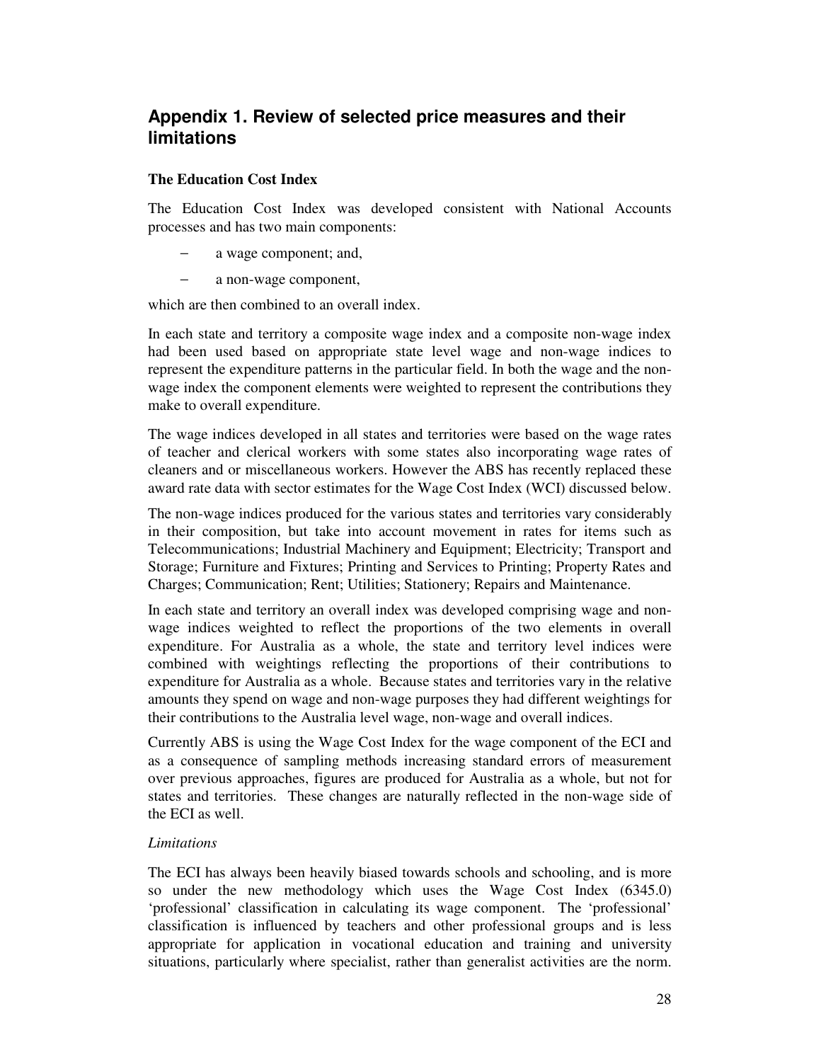## Appendix 1. Review of selected price measures and their limitations

**The Education Cost Index**

The Education Cost Index was developed consistent with National Accounts processes and has two main components:

- a wage component; and,
- a non-wage component,

which are then combined to an overall index.

In each state and territory a composite wage index and a composite non-wage index had been used based on appropriate state level wage and non-wage indices to represent the expenditure patterns in the particular field. In both the wage and the non-wage index the component elements were weighted to represent the contributions they make to overall expenditure.

The wage indices developed in all states and territories were based on the wage rates of teacher and clerical workers with some states also incorporating wage rates of cleaners and or miscellaneous workers. However the ABS has recently replaced these award rate data with sector estimates for the Wage Cost Index (WCI) discussed below.

The non-wage indices produced for the various states and territories vary considerably in their composition, but take into account movement in rates for items such as Telecommunications; Industrial Machinery and Equipment; Electricity; Transport and Storage; Furniture and Fixtures; Printing and Services to Printing; Property Rates and Charges; Communication; Rent; Utilities; Stationery; Repairs and Maintenance.

In each state and territory an overall index was developed comprising wage and non-wage indices weighted to reflect the proportions of the two elements in overall expenditure. For Australia as a whole, the state and territory level indices were combined with weightings reflecting the proportions of their contributions to expenditure for Australia as a whole. Because states and territories vary in the relative amounts they spend on wage and non-wage purposes they had different weightings for their contributions to the Australia level wage, non-wage and overall indices.

Currently ABS is using the Wage Cost Index for the wage component of the ECI and as a consequence of sampling methods increasing standard errors of measurement over previous approaches, figures are produced for Australia as a whole, but not for states and territories. These changes are naturally reflected in the non-wage side of the ECI as well.

*Limitations*

The ECI has always been heavily biased towards schools and schooling, and is more so under the new methodology which uses the Wage Cost Index (6345.0) 'professional' classification in calculating its wage component. The 'professional' classification is influenced by teachers and other professional groups and is less appropriate for application in vocational education and training and university situations, particularly where specialist, rather than generalist activities are the norm.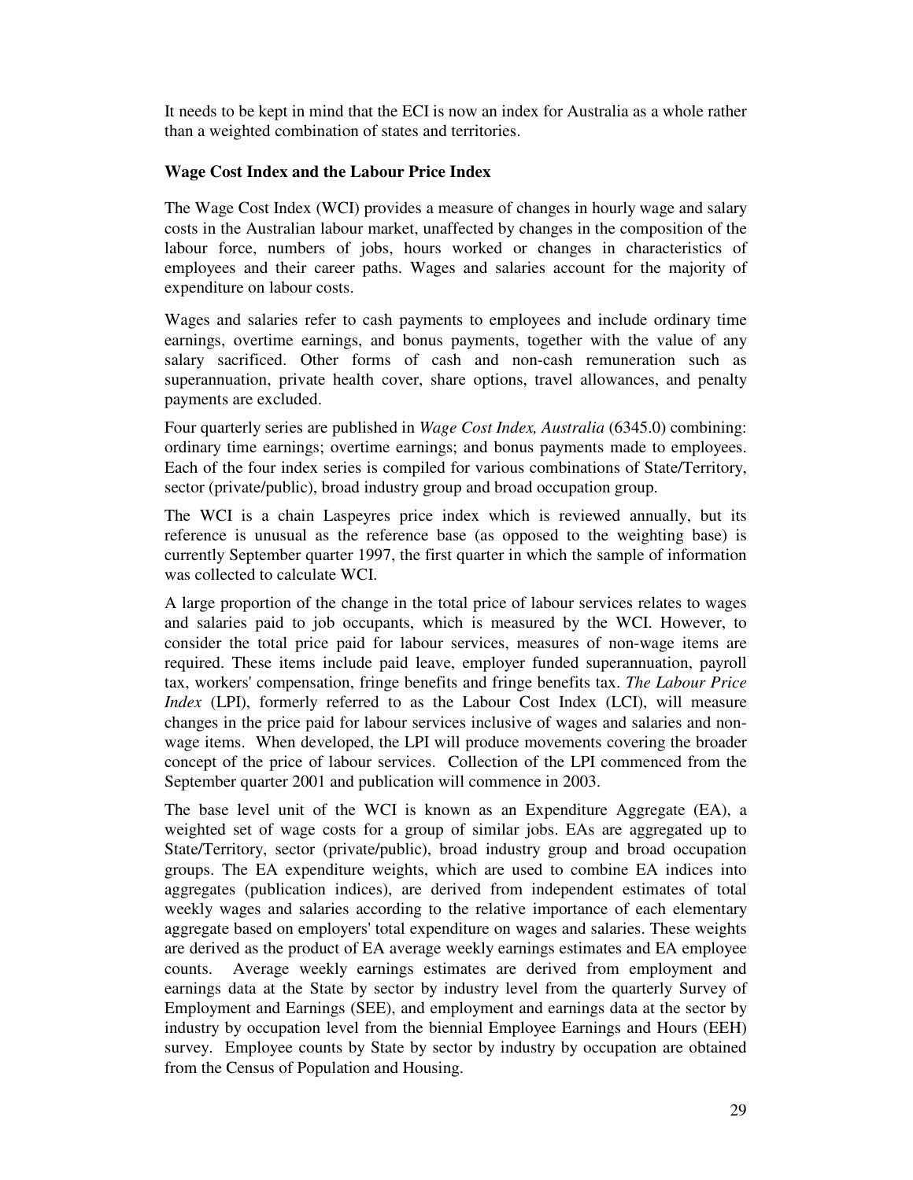It needs to be kept in mind that the ECI is now an index for Australia as a whole rather than a weighted combination of states and territories.

**Wage Cost Index and the Labour Price Index**

The Wage Cost Index (WCI) provides a measure of changes in hourly wage and salary costs in the Australian labour market, unaffected by changes in the composition of the labour force, numbers of jobs, hours worked or changes in characteristics of employees and their career paths. Wages and salaries account for the majority of expenditure on labour costs.

Wages and salaries refer to cash payments to employees and include ordinary time earnings, overtime earnings, and bonus payments, together with the value of any salary sacrificed. Other forms of cash and non-cash remuneration such as superannuation, private health cover, share options, travel allowances, and penalty payments are excluded.

Four quarterly series are published in *Wage Cost Index, Australia* (6345.0) combining: ordinary time earnings; overtime earnings; and bonus payments made to employees. Each of the four index series is compiled for various combinations of State/Territory, sector (private/public), broad industry group and broad occupation group.

The WCI is a chain Laspeyres price index which is reviewed annually, but its reference is unusual as the reference base (as opposed to the weighting base) is currently September quarter 1997, the first quarter in which the sample of information was collected to calculate WCI.

A large proportion of the change in the total price of labour services relates to wages and salaries paid to job occupants, which is measured by the WCI. However, to consider the total price paid for labour services, measures of non-wage items are required. These items include paid leave, employer funded superannuation, payroll tax, workers' compensation, fringe benefits and fringe benefits tax. *The Labour Price Index* (LPI), formerly referred to as the Labour Cost Index (LCI), will measure changes in the price paid for labour services inclusive of wages and salaries and non-wage items. When developed, the LPI will produce movements covering the broader concept of the price of labour services. Collection of the LPI commenced from the September quarter 2001 and publication will commence in 2003.

The base level unit of the WCI is known as an Expenditure Aggregate (EA), a weighted set of wage costs for a group of similar jobs. EAs are aggregated up to State/Territory, sector (private/public), broad industry group and broad occupation groups. The EA expenditure weights, which are used to combine EA indices into aggregates (publication indices), are derived from independent estimates of total weekly wages and salaries according to the relative importance of each elementary aggregate based on employers' total expenditure on wages and salaries. These weights are derived as the product of EA average weekly earnings estimates and EA employee counts. Average weekly earnings estimates are derived from employment and earnings data at the State by sector by industry level from the quarterly Survey of Employment and Earnings (SEE), and employment and earnings data at the sector by industry by occupation level from the biennial Employee Earnings and Hours (EEH) survey. Employee counts by State by sector by industry by occupation are obtained from the Census of Population and Housing.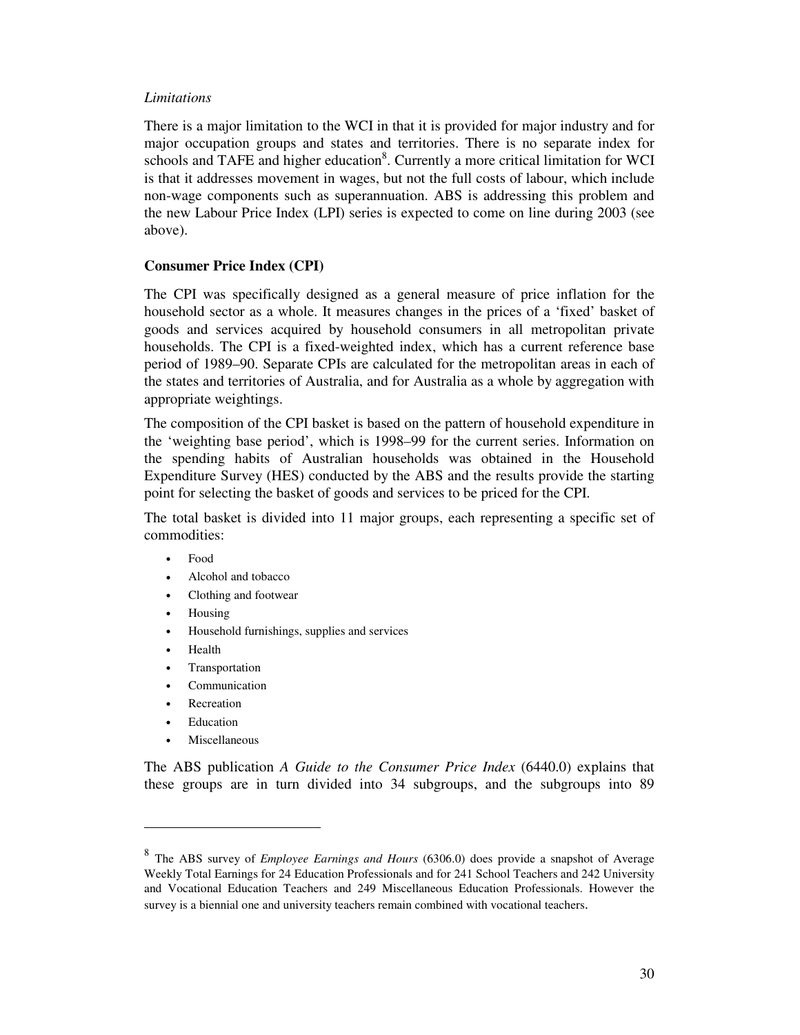*Limitations*

There is a major limitation to the WCI in that it is provided for major industry and for major occupation groups and states and territories. There is no separate index for schools and TAFE and higher education[8]. Currently a more critical limitation for WCI is that it addresses movement in wages, but not the full costs of labour, which include non-wage components such as superannuation. ABS is addressing this problem and the new Labour Price Index (LPI) series is expected to come on line during 2003 (see above).

**Consumer Price Index (CPI)**

The CPI was specifically designed as a general measure of price inflation for the household sector as a whole. It measures changes in the prices of a 'fixed' basket of goods and services acquired by household consumers in all metropolitan private households. The CPI is a fixed-weighted index, which has a current reference base period of 1989–90. Separate CPIs are calculated for the metropolitan areas in each of the states and territories of Australia, and for Australia as a whole by aggregation with appropriate weightings.

The composition of the CPI basket is based on the pattern of household expenditure in the 'weighting base period', which is 1998–99 for the current series. Information on the spending habits of Australian households was obtained in the Household Expenditure Survey (HES) conducted by the ABS and the results provide the starting point for selecting the basket of goods and services to be priced for the CPI.

The total basket is divided into 11 major groups, each representing a specific set of commodities:

- Food
- Alcohol and tobacco
- Clothing and footwear
- Housing
- Household furnishings, supplies and services
- Health
- Transportation
- Communication
- Recreation
- Education
- Miscellaneous

The ABS publication *A Guide to the Consumer Price Index* (6440.0) explains that these groups are in turn divided into 34 subgroups, and the subgroups into 89

---

[8] The ABS survey of *Employee Earnings and Hours* (6306.0) does provide a snapshot of Average Weekly Total Earnings for 24 Education Professionals and for 241 School Teachers and 242 University and Vocational Education Teachers and 249 Miscellaneous Education Professionals. However the survey is a biennial one and university teachers remain combined with vocational teachers.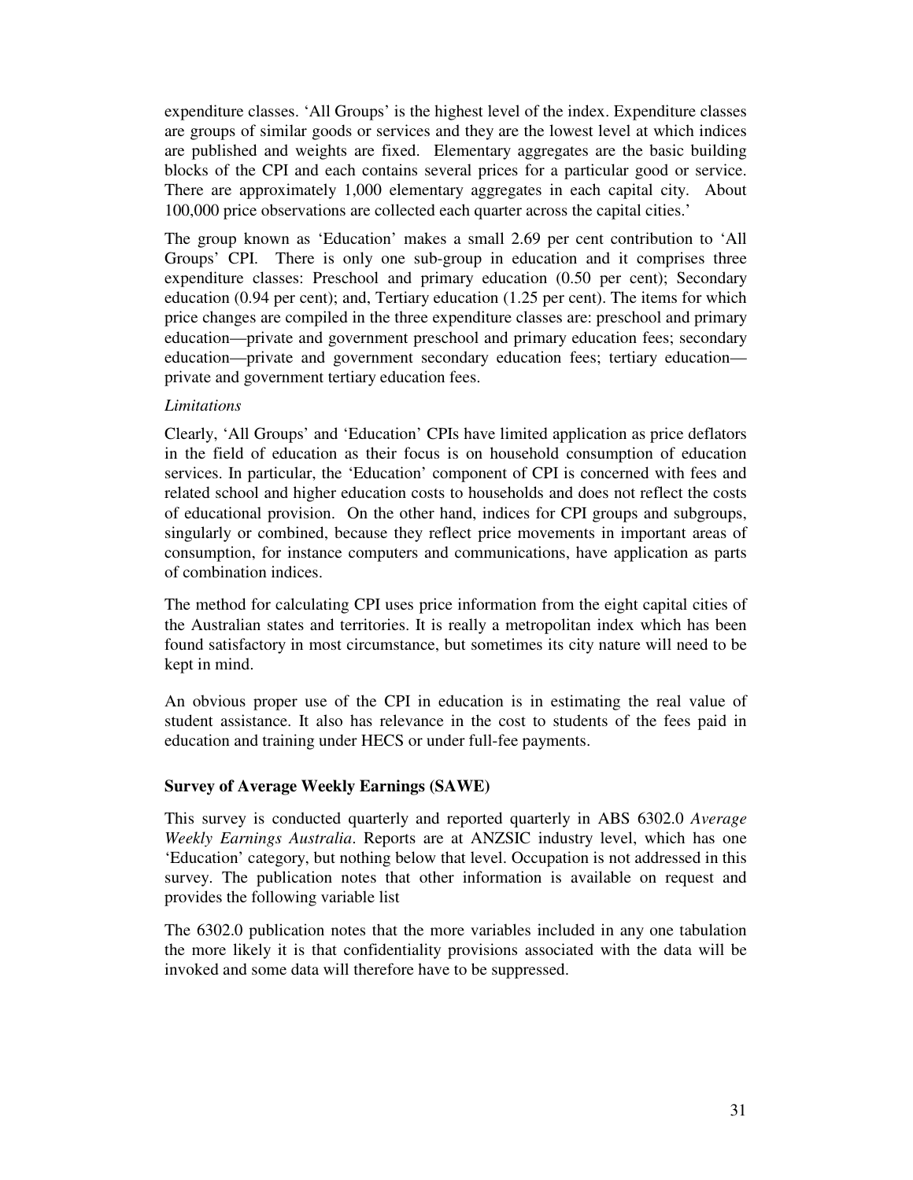expenditure classes. 'All Groups' is the highest level of the index. Expenditure classes are groups of similar goods or services and they are the lowest level at which indices are published and weights are fixed. Elementary aggregates are the basic building blocks of the CPI and each contains several prices for a particular good or service. There are approximately 1,000 elementary aggregates in each capital city. About 100,000 price observations are collected each quarter across the capital cities.'

The group known as 'Education' makes a small 2.69 per cent contribution to 'All Groups' CPI. There is only one sub-group in education and it comprises three expenditure classes: Preschool and primary education (0.50 per cent); Secondary education (0.94 per cent); and, Tertiary education (1.25 per cent). The items for which price changes are compiled in the three expenditure classes are: preschool and primary education—private and government preschool and primary education fees; secondary education—private and government secondary education fees; tertiary education—private and government tertiary education fees.

*Limitations*

Clearly, 'All Groups' and 'Education' CPIs have limited application as price deflators in the field of education as their focus is on household consumption of education services. In particular, the 'Education' component of CPI is concerned with fees and related school and higher education costs to households and does not reflect the costs of educational provision. On the other hand, indices for CPI groups and subgroups, singularly or combined, because they reflect price movements in important areas of consumption, for instance computers and communications, have application as parts of combination indices.

The method for calculating CPI uses price information from the eight capital cities of the Australian states and territories. It is really a metropolitan index which has been found satisfactory in most circumstance, but sometimes its city nature will need to be kept in mind.

An obvious proper use of the CPI in education is in estimating the real value of student assistance. It also has relevance in the cost to students of the fees paid in education and training under HECS or under full-fee payments.

**Survey of Average Weekly Earnings (SAWE)**

This survey is conducted quarterly and reported quarterly in ABS 6302.0 *Average Weekly Earnings Australia*. Reports are at ANZSIC industry level, which has one 'Education' category, but nothing below that level. Occupation is not addressed in this survey. The publication notes that other information is available on request and provides the following variable list

The 6302.0 publication notes that the more variables included in any one tabulation the more likely it is that confidentiality provisions associated with the data will be invoked and some data will therefore have to be suppressed.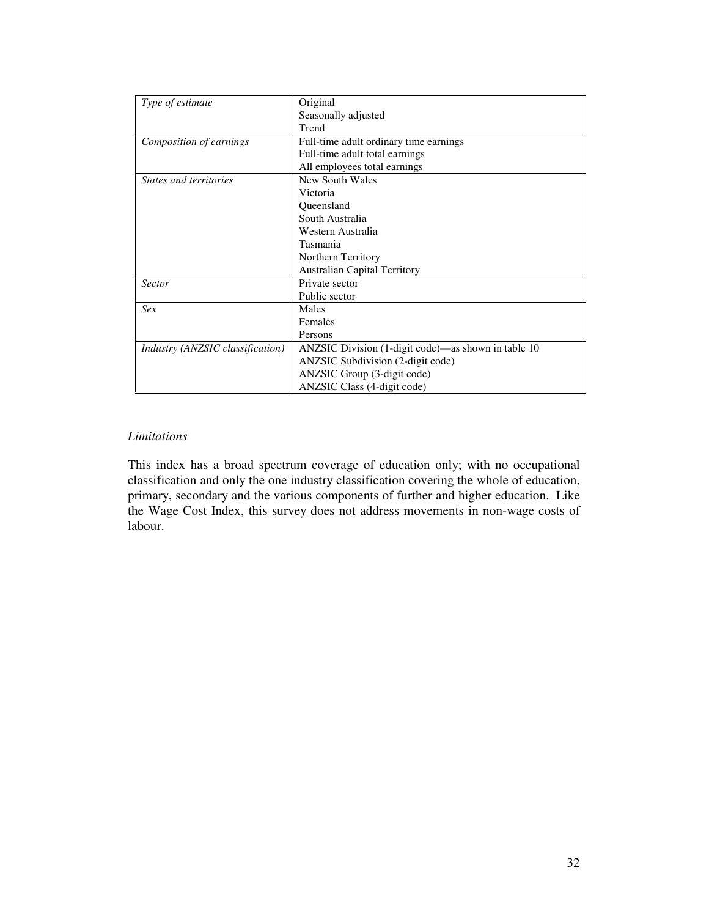| | |
|---|---|
| *Type of estimate* | Original<br>Seasonally adjusted<br>Trend |
| *Composition of earnings* | Full-time adult ordinary time earnings<br>Full-time adult total earnings<br>All employees total earnings |
| *States and territories* | New South Wales<br>Victoria<br>Queensland<br>South Australia<br>Western Australia<br>Tasmania<br>Northern Territory<br>Australian Capital Territory |
| *Sector* | Private sector<br>Public sector |
| *Sex* | Males<br>Females<br>Persons |
| *Industry (ANZSIC classification)* | ANZSIC Division (1-digit code)—as shown in table 10<br>ANZSIC Subdivision (2-digit code)<br>ANZSIC Group (3-digit code)<br>ANZSIC Class (4-digit code) |

*Limitations*

This index has a broad spectrum coverage of education only; with no occupational classification and only the one industry classification covering the whole of education, primary, secondary and the various components of further and higher education. Like the Wage Cost Index, this survey does not address movements in non-wage costs of labour.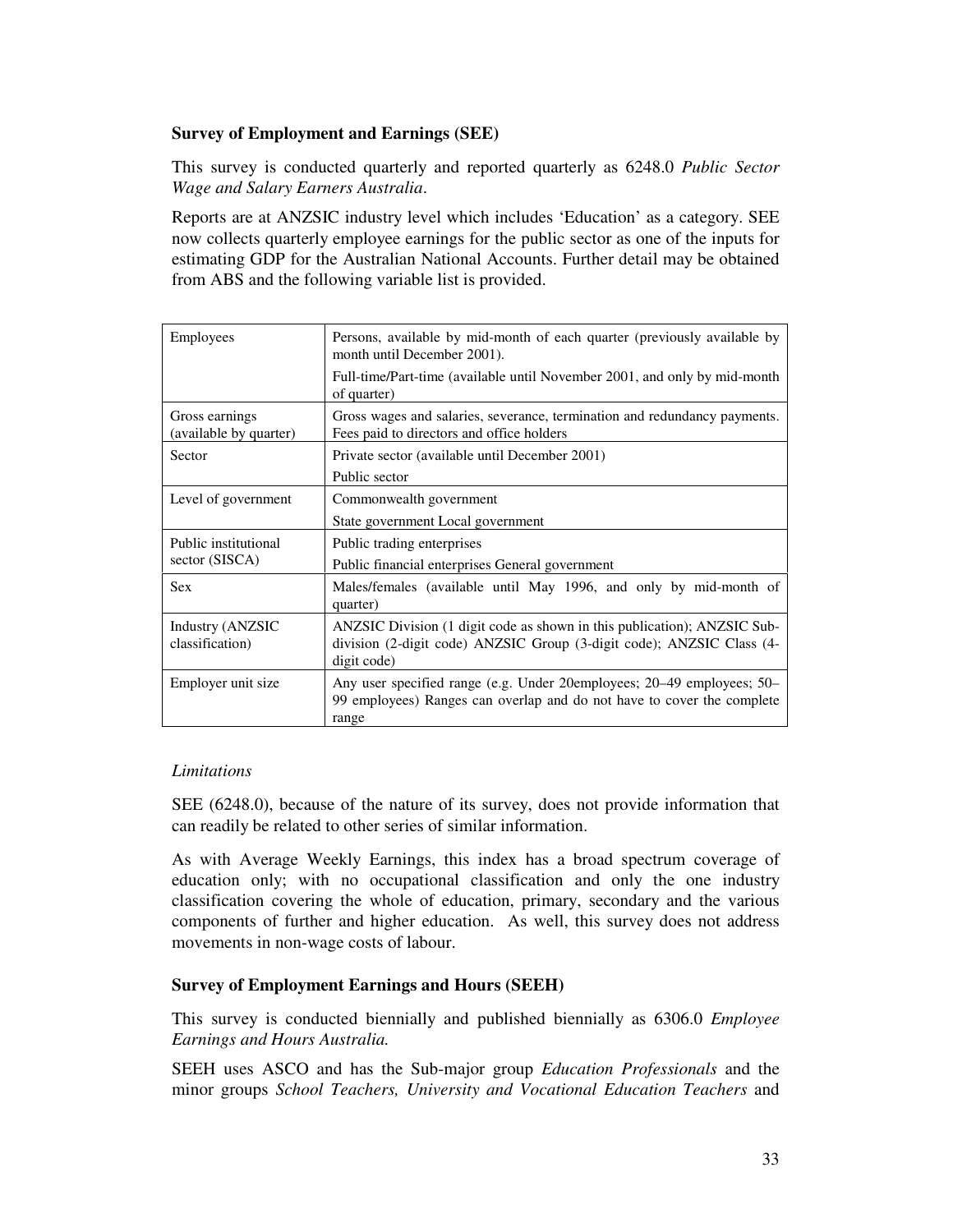**Survey of Employment and Earnings (SEE)**

This survey is conducted quarterly and reported quarterly as 6248.0 *Public Sector Wage and Salary Earners Australia*.

Reports are at ANZSIC industry level which includes 'Education' as a category. SEE now collects quarterly employee earnings for the public sector as one of the inputs for estimating GDP for the Australian National Accounts. Further detail may be obtained from ABS and the following variable list is provided.

| | |
|---|---|
| Employees | Persons, available by mid-month of each quarter (previously available by month until December 2001).<br>Full-time/Part-time (available until November 2001, and only by mid-month of quarter) |
| Gross earnings (available by quarter) | Gross wages and salaries, severance, termination and redundancy payments. Fees paid to directors and office holders |
| Sector | Private sector (available until December 2001)<br>Public sector |
| Level of government | Commonwealth government<br>State government Local government |
| Public institutional sector (SISCA) | Public trading enterprises<br>Public financial enterprises General government |
| Sex | Males/females (available until May 1996, and only by mid-month of quarter) |
| Industry (ANZSIC classification) | ANZSIC Division (1 digit code as shown in this publication); ANZSIC Sub-division (2-digit code) ANZSIC Group (3-digit code); ANZSIC Class (4-digit code) |
| Employer unit size | Any user specified range (e.g. Under 20employees; 20–49 employees; 50–99 employees) Ranges can overlap and do not have to cover the complete range |

*Limitations*

SEE (6248.0), because of the nature of its survey, does not provide information that can readily be related to other series of similar information.

As with Average Weekly Earnings, this index has a broad spectrum coverage of education only; with no occupational classification and only the one industry classification covering the whole of education, primary, secondary and the various components of further and higher education. As well, this survey does not address movements in non-wage costs of labour.

**Survey of Employment Earnings and Hours (SEEH)**

This survey is conducted biennially and published biennially as 6306.0 *Employee Earnings and Hours Australia.*

SEEH uses ASCO and has the Sub-major group *Education Professionals* and the minor groups *School Teachers, University and Vocational Education Teachers* and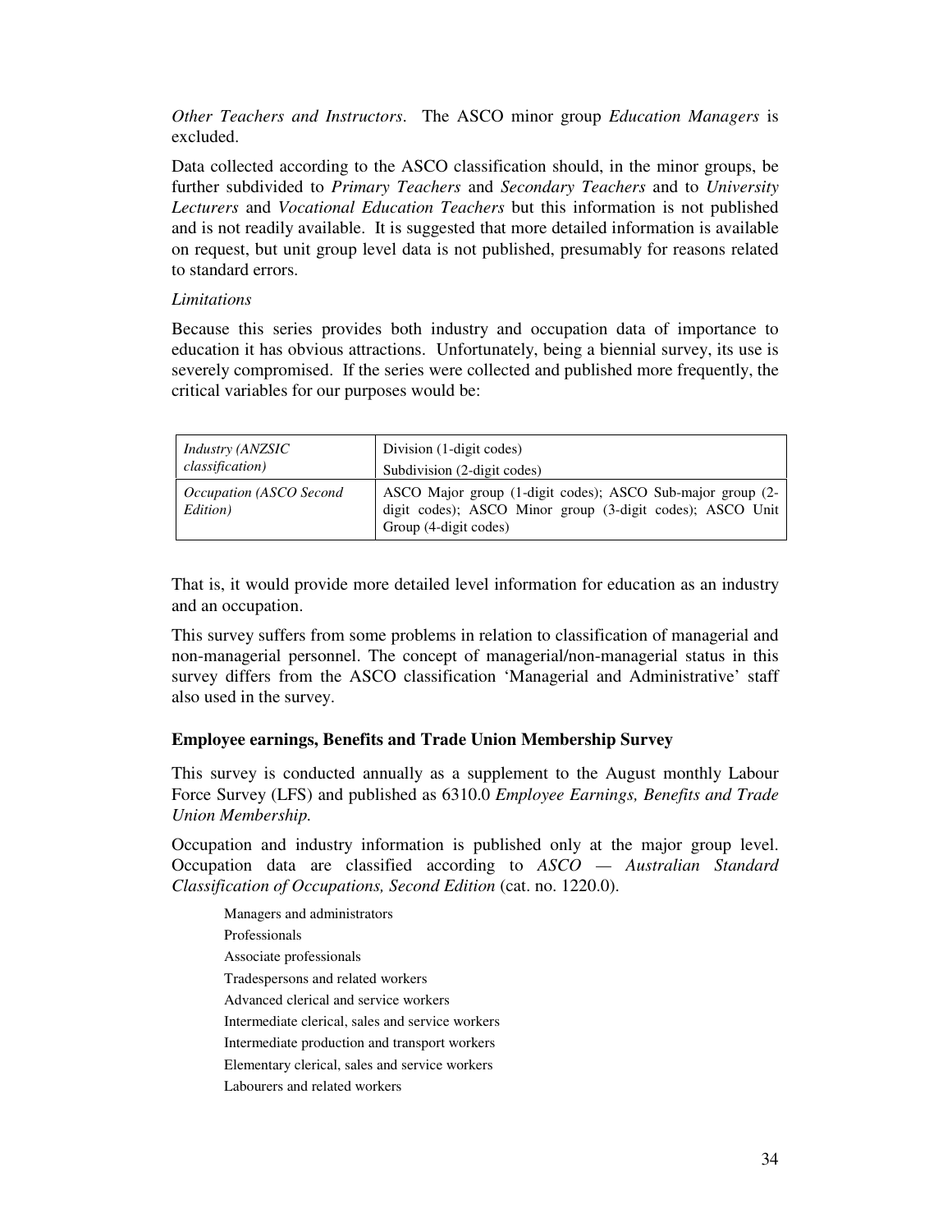*Other Teachers and Instructors*. The ASCO minor group *Education Managers* is excluded.

Data collected according to the ASCO classification should, in the minor groups, be further subdivided to *Primary Teachers* and *Secondary Teachers* and to *University Lecturers* and *Vocational Education Teachers* but this information is not published and is not readily available. It is suggested that more detailed information is available on request, but unit group level data is not published, presumably for reasons related to standard errors.

*Limitations*

Because this series provides both industry and occupation data of importance to education it has obvious attractions. Unfortunately, being a biennial survey, its use is severely compromised. If the series were collected and published more frequently, the critical variables for our purposes would be:

| | |
|---|---|
| *Industry (ANZSIC classification)* | Division (1-digit codes)<br>Subdivision (2-digit codes) |
| *Occupation (ASCO Second Edition)* | ASCO Major group (1-digit codes); ASCO Sub-major group (2-digit codes); ASCO Minor group (3-digit codes); ASCO Unit Group (4-digit codes) |

That is, it would provide more detailed level information for education as an industry and an occupation.

This survey suffers from some problems in relation to classification of managerial and non-managerial personnel. The concept of managerial/non-managerial status in this survey differs from the ASCO classification 'Managerial and Administrative' staff also used in the survey.

**Employee earnings, Benefits and Trade Union Membership Survey**

This survey is conducted annually as a supplement to the August monthly Labour Force Survey (LFS) and published as 6310.0 *Employee Earnings, Benefits and Trade Union Membership.*

Occupation and industry information is published only at the major group level. Occupation data are classified according to *ASCO — Australian Standard Classification of Occupations, Second Edition* (cat. no. 1220.0).

- Managers and administrators
- Professionals
- Associate professionals
- Tradespersons and related workers
- Advanced clerical and service workers
- Intermediate clerical, sales and service workers
- Intermediate production and transport workers
- Elementary clerical, sales and service workers
- Labourers and related workers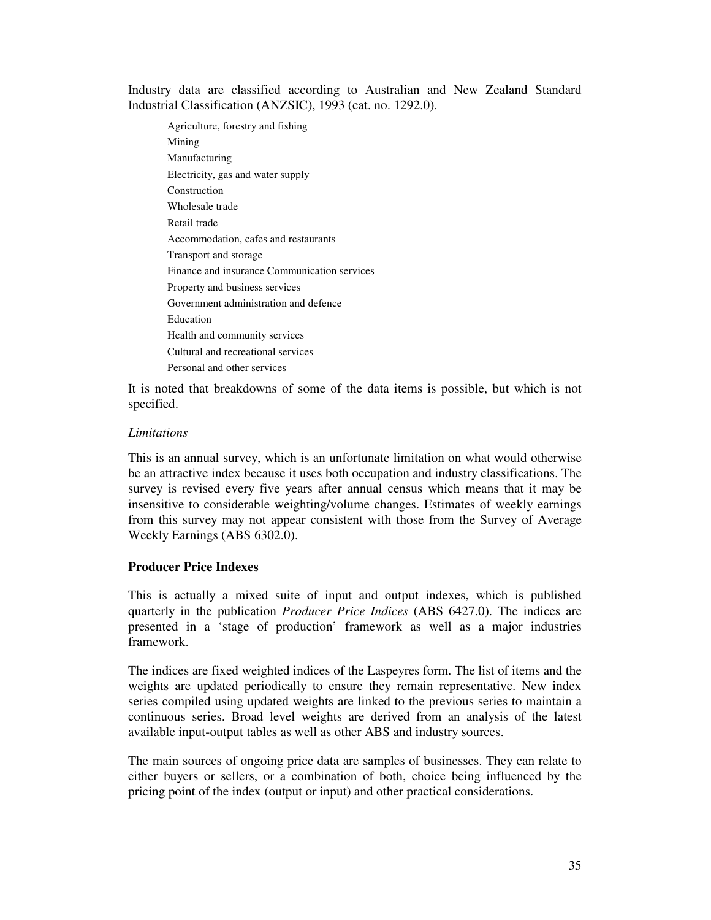Industry data are classified according to Australian and New Zealand Standard Industrial Classification (ANZSIC), 1993 (cat. no. 1292.0).

- Agriculture, forestry and fishing
- Mining
- Manufacturing
- Electricity, gas and water supply
- Construction
- Wholesale trade
- Retail trade
- Accommodation, cafes and restaurants
- Transport and storage
- Finance and insurance Communication services
- Property and business services
- Government administration and defence
- Education
- Health and community services
- Cultural and recreational services
- Personal and other services

It is noted that breakdowns of some of the data items is possible, but which is not specified.

*Limitations*

This is an annual survey, which is an unfortunate limitation on what would otherwise be an attractive index because it uses both occupation and industry classifications. The survey is revised every five years after annual census which means that it may be insensitive to considerable weighting/volume changes. Estimates of weekly earnings from this survey may not appear consistent with those from the Survey of Average Weekly Earnings (ABS 6302.0).

**Producer Price Indexes**

This is actually a mixed suite of input and output indexes, which is published quarterly in the publication *Producer Price Indices* (ABS 6427.0). The indices are presented in a 'stage of production' framework as well as a major industries framework.

The indices are fixed weighted indices of the Laspeyres form. The list of items and the weights are updated periodically to ensure they remain representative. New index series compiled using updated weights are linked to the previous series to maintain a continuous series. Broad level weights are derived from an analysis of the latest available input-output tables as well as other ABS and industry sources.

The main sources of ongoing price data are samples of businesses. They can relate to either buyers or sellers, or a combination of both, choice being influenced by the pricing point of the index (output or input) and other practical considerations.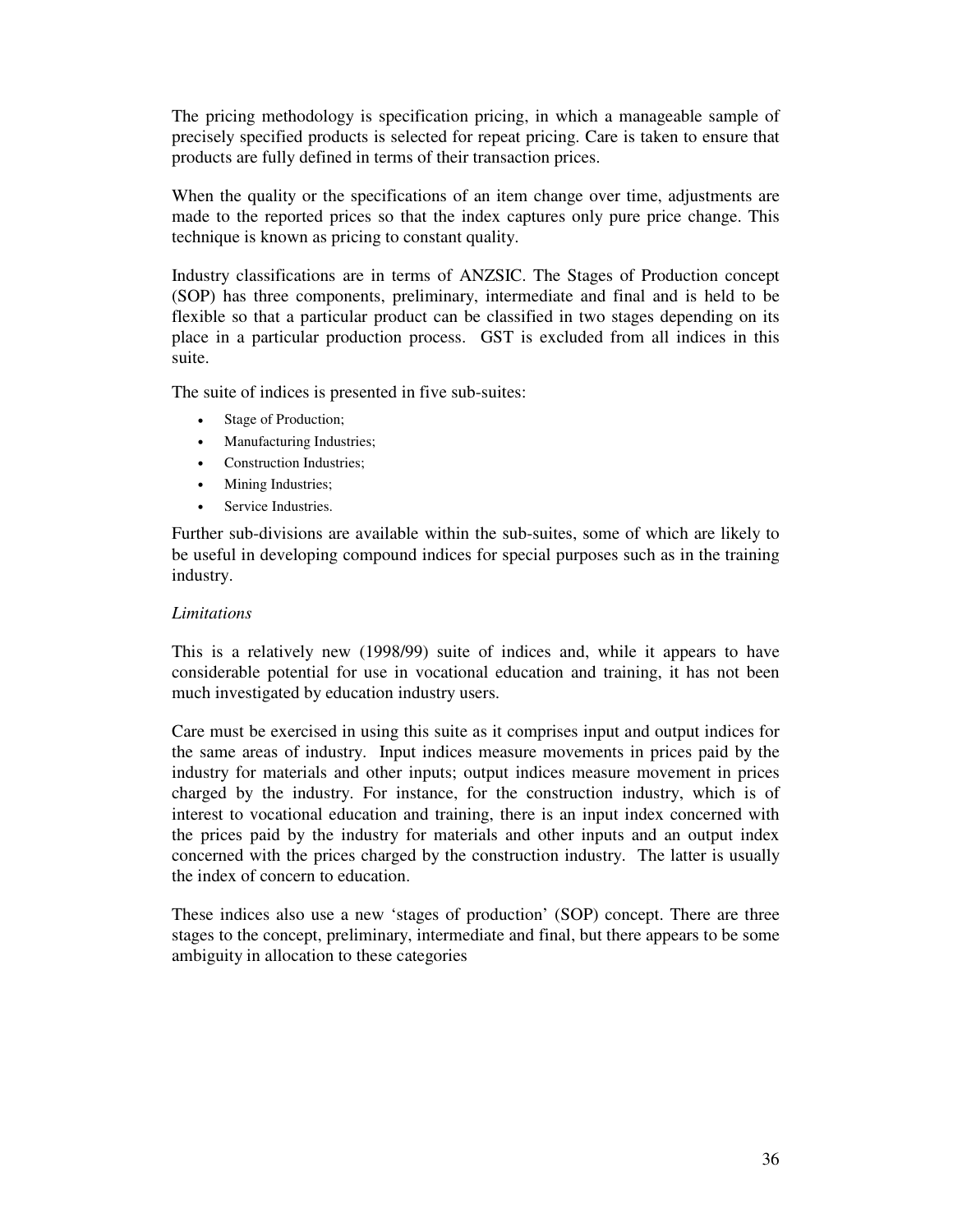The pricing methodology is specification pricing, in which a manageable sample of precisely specified products is selected for repeat pricing. Care is taken to ensure that products are fully defined in terms of their transaction prices.

When the quality or the specifications of an item change over time, adjustments are made to the reported prices so that the index captures only pure price change. This technique is known as pricing to constant quality.

Industry classifications are in terms of ANZSIC. The Stages of Production concept (SOP) has three components, preliminary, intermediate and final and is held to be flexible so that a particular product can be classified in two stages depending on its place in a particular production process. GST is excluded from all indices in this suite.

The suite of indices is presented in five sub-suites:

- Stage of Production;
- Manufacturing Industries;
- Construction Industries;
- Mining Industries;
- Service Industries.

Further sub-divisions are available within the sub-suites, some of which are likely to be useful in developing compound indices for special purposes such as in the training industry.

*Limitations*

This is a relatively new (1998/99) suite of indices and, while it appears to have considerable potential for use in vocational education and training, it has not been much investigated by education industry users.

Care must be exercised in using this suite as it comprises input and output indices for the same areas of industry. Input indices measure movements in prices paid by the industry for materials and other inputs; output indices measure movement in prices charged by the industry. For instance, for the construction industry, which is of interest to vocational education and training, there is an input index concerned with the prices paid by the industry for materials and other inputs and an output index concerned with the prices charged by the construction industry. The latter is usually the index of concern to education.

These indices also use a new 'stages of production' (SOP) concept. There are three stages to the concept, preliminary, intermediate and final, but there appears to be some ambiguity in allocation to these categories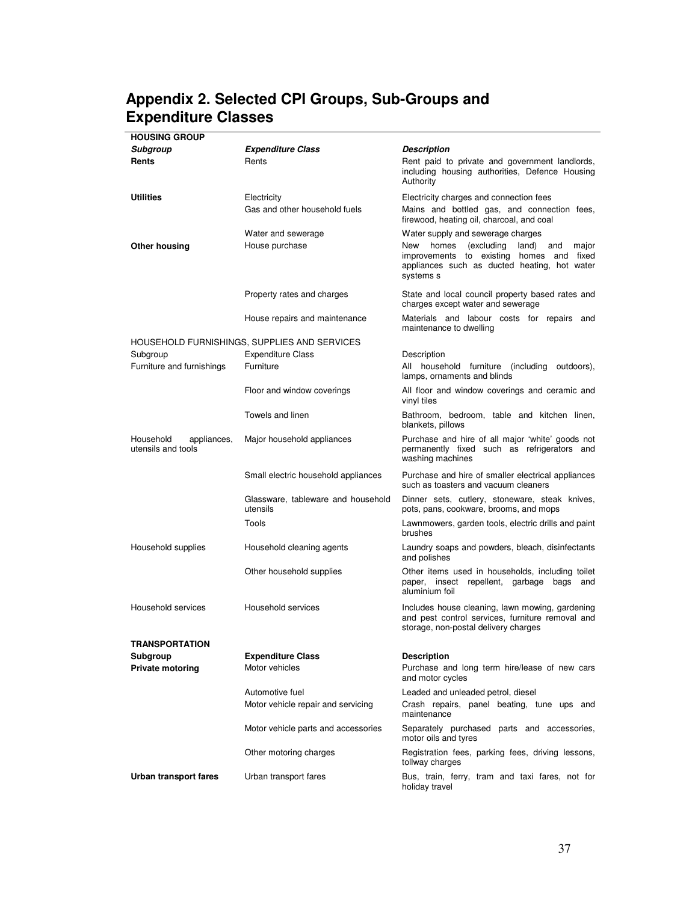## Appendix 2. Selected CPI Groups, Sub-Groups and Expenditure Classes

| **HOUSING GROUP** | | |
|---|---|---|
| ***Subgroup*** | ***Expenditure Class*** | ***Description*** |
| **Rents** | Rents | Rent paid to private and government landlords, including housing authorities, Defence Housing Authority |
| **Utilities** | Electricity | Electricity charges and connection fees |
| | Gas and other household fuels | Mains and bottled gas, and connection fees, firewood, heating oil, charcoal, and coal |
| | Water and sewerage | Water supply and sewerage charges |
| **Other housing** | House purchase | New homes (excluding land) and major improvements to existing homes and fixed appliances such as ducted heating, hot water systems s |
| | Property rates and charges | State and local council property based rates and charges except water and sewerage |
| | House repairs and maintenance | Materials and labour costs for repairs and maintenance to dwelling |
| HOUSEHOLD FURNISHINGS, SUPPLIES AND SERVICES | | |
| Subgroup | Expenditure Class | Description |
| Furniture and furnishings | Furniture | All household furniture (including outdoors), lamps, ornaments and blinds |
| | Floor and window coverings | All floor and window coverings and ceramic and vinyl tiles |
| | Towels and linen | Bathroom, bedroom, table and kitchen linen, blankets, pillows |
| Household appliances, utensils and tools | Major household appliances | Purchase and hire of all major 'white' goods not permanently fixed such as refrigerators and washing machines |
| | Small electric household appliances | Purchase and hire of smaller electrical appliances such as toasters and vacuum cleaners |
| | Glassware, tableware and household utensils | Dinner sets, cutlery, stoneware, steak knives, pots, pans, cookware, brooms, and mops |
| | Tools | Lawnmowers, garden tools, electric drills and paint brushes |
| Household supplies | Household cleaning agents | Laundry soaps and powders, bleach, disinfectants and polishes |
| | Other household supplies | Other items used in households, including toilet paper, insect repellent, garbage bags and aluminium foil |
| Household services | Household services | Includes house cleaning, lawn mowing, gardening and pest control services, furniture removal and storage, non-postal delivery charges |
| **TRANSPORTATION** | | |
| **Subgroup** | **Expenditure Class** | **Description** |
| **Private motoring** | Motor vehicles | Purchase and long term hire/lease of new cars and motor cycles |
| | Automotive fuel | Leaded and unleaded petrol, diesel |
| | Motor vehicle repair and servicing | Crash repairs, panel beating, tune ups and maintenance |
| | Motor vehicle parts and accessories | Separately purchased parts and accessories, motor oils and tyres |
| | Other motoring charges | Registration fees, parking fees, driving lessons, tollway charges |
| **Urban transport fares** | Urban transport fares | Bus, train, ferry, tram and taxi fares, not for holiday travel |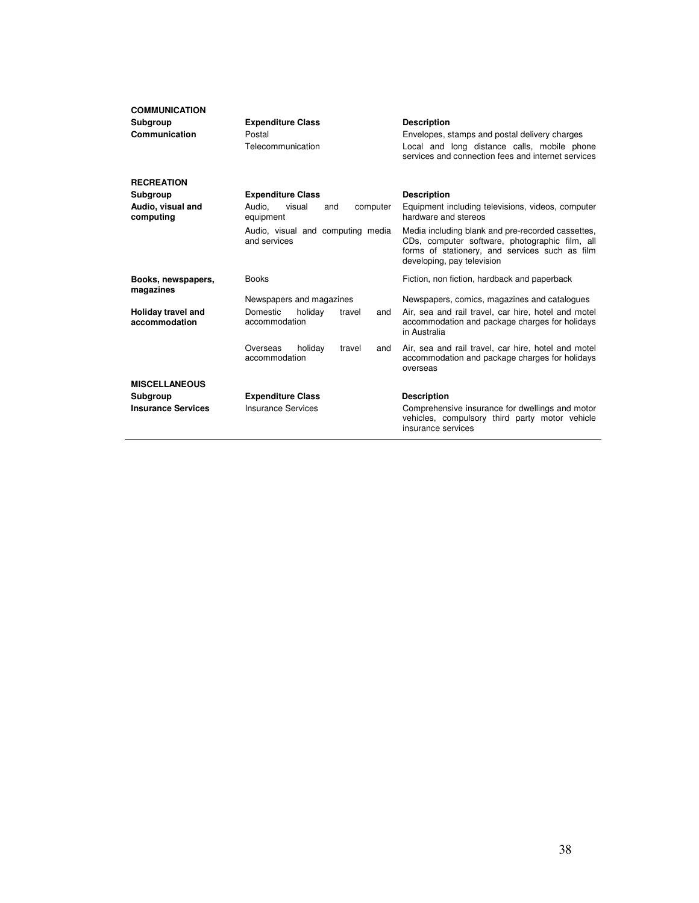**COMMUNICATION**

| Subgroup | Expenditure Class | Description |
|---|---|---|
| **Communication** | Postal | Envelopes, stamps and postal delivery charges |
| | Telecommunication | Local and long distance calls, mobile phone services and connection fees and internet services |

**RECREATION**

| Subgroup | Expenditure Class | Description |
|---|---|---|
| **Audio, visual and computing** | Audio, visual and computer equipment | Equipment including televisions, videos, computer hardware and stereos |
| | Audio, visual and computing media and services | Media including blank and pre-recorded cassettes, CDs, computer software, photographic film, all forms of stationery, and services such as film developing, pay television |
| **Books, newspapers, magazines** | Books | Fiction, non fiction, hardback and paperback |
| | Newspapers and magazines | Newspapers, comics, magazines and catalogues |
| **Holiday travel and accommodation** | Domestic holiday travel and accommodation | Air, sea and rail travel, car hire, hotel and motel accommodation and package charges for holidays in Australia |
| | Overseas holiday travel and accommodation | Air, sea and rail travel, car hire, hotel and motel accommodation and package charges for holidays overseas |

**MISCELLANEOUS**

| Subgroup | Expenditure Class | Description |
|---|---|---|
| **Insurance Services** | Insurance Services | Comprehensive insurance for dwellings and motor vehicles, compulsory third party motor vehicle insurance services |